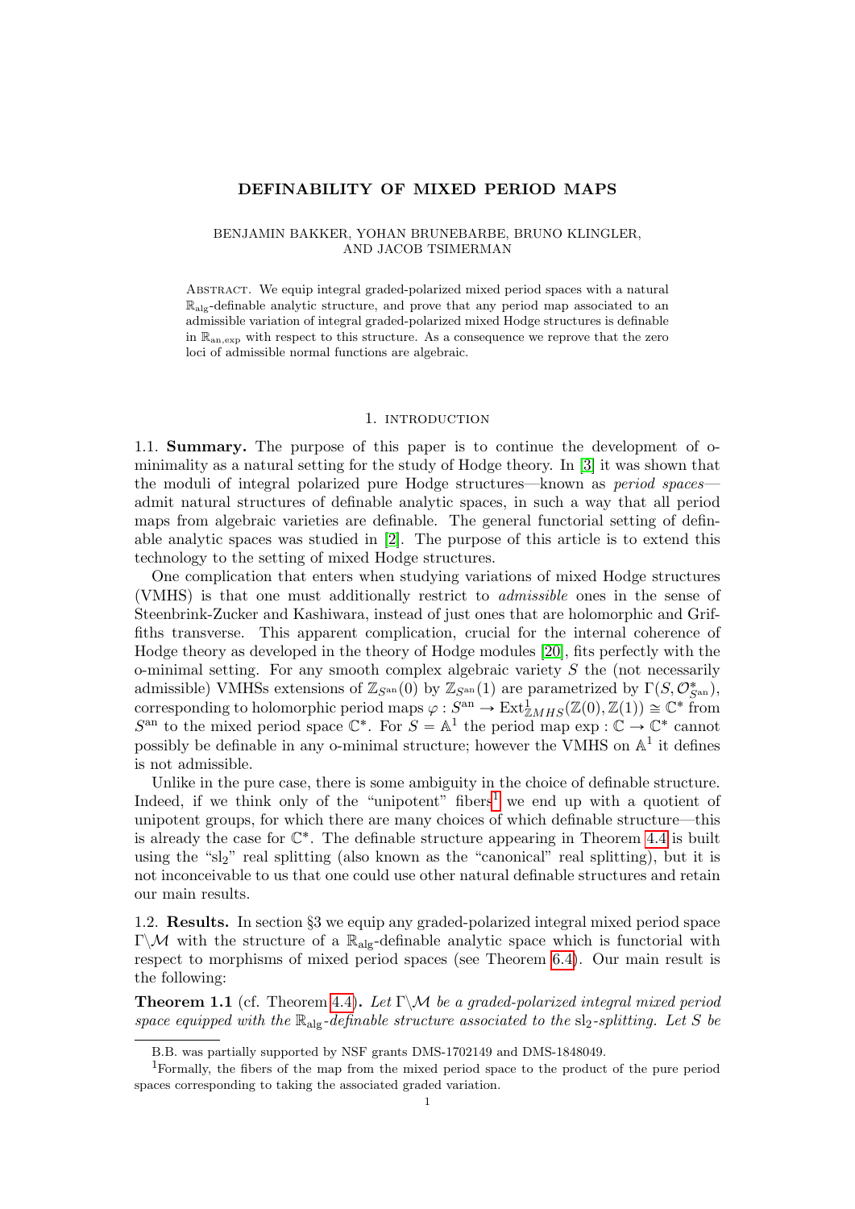# DEFINABILITY OF MIXED PERIOD MAPS

BENJAMIN BAKKER, YOHAN BRUNEBARBE, BRUNO KLINGLER, AND JACOB TSIMERMAN

Abstract. We equip integral graded-polarized mixed period spaces with a natural $\mathbb{R}_{\mathrm{alg}}$-definable analytic structure, and prove that any period map associated to an admissible variation of integral graded-polarized mixed Hodge structures is definable in $\mathbb{R}_{\mathrm{an,exp}}$ with respect to this structure. As a consequence we reprove that the zero loci of admissible normal functions are algebraic.

## 1. Introduction

**1.1. Summary.** The purpose of this paper is to continue the development of o-minimality as a natural setting for the study of Hodge theory. In [3] it was shown that the moduli of integral polarized pure Hodge structures—known as *period spaces*—admit natural structures of definable analytic spaces, in such a way that all period maps from algebraic varieties are definable. The general functorial setting of definable analytic spaces was studied in [2]. The purpose of this article is to extend this technology to the setting of mixed Hodge structures.

One complication that enters when studying variations of mixed Hodge structures (VMHS) is that one must additionally restrict to *admissible* ones in the sense of Steenbrink-Zucker and Kashiwara, instead of just ones that are holomorphic and Griffiths transverse. This apparent complication, crucial for the internal coherence of Hodge theory as developed in the theory of Hodge modules [20], fits perfectly with the o-minimal setting. For any smooth complex algebraic variety $S$ the (not necessarily admissible) VMHSs extensions of $\mathbb{Z}_{S^{\mathrm{an}}}(0)$ by $\mathbb{Z}_{S^{\mathrm{an}}}(1)$ are parametrized by $\Gamma(S, \mathcal{O}^*_{S^{\mathrm{an}}})$, corresponding to holomorphic period maps $\varphi : S^{\mathrm{an}} \to \mathrm{Ext}^1_{\mathbb{Z}MHS}(\mathbb{Z}(0), \mathbb{Z}(1)) \cong \mathbb{C}^*$ from $S^{\mathrm{an}}$ to the mixed period space $\mathbb{C}^*$. For $S = \mathbb{A}^1$ the period map $\exp : \mathbb{C} \to \mathbb{C}^*$ cannot possibly be definable in any o-minimal structure; however the VMHS on $\mathbb{A}^1$ it defines is not admissible.

Unlike in the pure case, there is some ambiguity in the choice of definable structure. Indeed, if we think only of the "unipotent" fibers[1] we end up with a quotient of unipotent groups, for which there are many choices of which definable structure—this is already the case for $\mathbb{C}^*$. The definable structure appearing in Theorem 4.4 is built using the "$\mathrm{sl}_2$" real splitting (also known as the "canonical" real splitting), but it is not inconceivable to us that one could use other natural definable structures and retain our main results.

**1.2. Results.** In section §3 we equip any graded-polarized integral mixed period space $\Gamma\backslash\mathcal{M}$ with the structure of a $\mathbb{R}_{\mathrm{alg}}$-definable analytic space which is functorial with respect to morphisms of mixed period spaces (see Theorem 6.4). Our main result is the following:

**Theorem 1.1** (cf. Theorem 4.4). *Let $\Gamma\backslash\mathcal{M}$ be a graded-polarized integral mixed period space equipped with the $\mathbb{R}_{\mathrm{alg}}$-definable structure associated to the $\mathrm{sl}_2$-splitting. Let $S$ be*

B.B. was partially supported by NSF grants DMS-1702149 and DMS-1848049.

[1] Formally, the fibers of the map from the mixed period space to the product of the pure period spaces corresponding to taking the associated graded variation.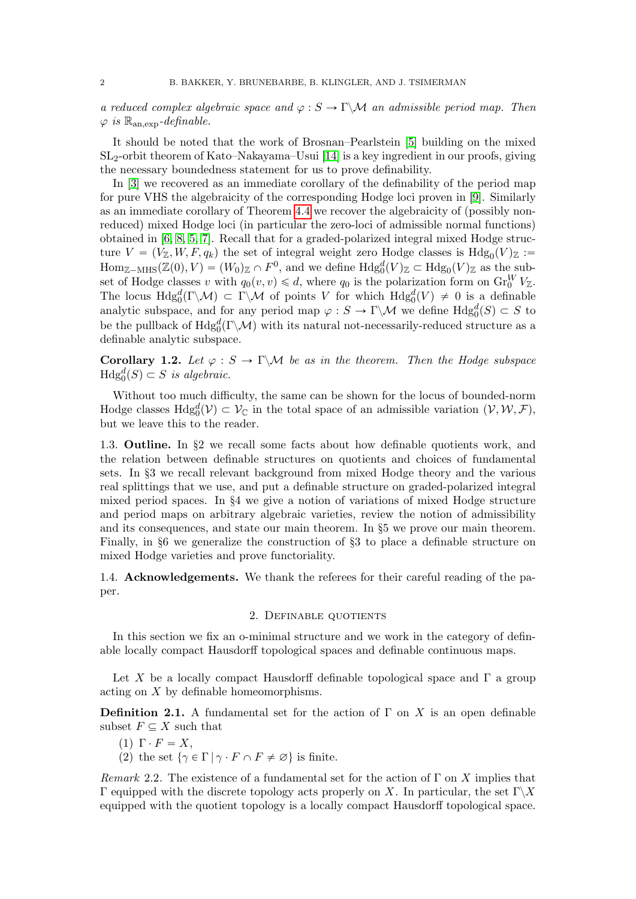*a reduced complex algebraic space and $\varphi : S \to \Gamma\backslash\mathcal{M}$ an admissible period map. Then $\varphi$ is $\mathbb{R}_{\mathrm{an,exp}}$-definable.*

It should be noted that the work of Brosnan–Pearlstein [5] building on the mixed $\mathrm{SL}_2$-orbit theorem of Kato–Nakayama–Usui [14] is a key ingredient in our proofs, giving the necessary boundedness statement for us to prove definability.

In [3] we recovered as an immediate corollary of the definability of the period map for pure VHS the algebraicity of the corresponding Hodge loci proven in [9]. Similarly as an immediate corollary of Theorem 4.4 we recover the algebraicity of (possibly non-reduced) mixed Hodge loci (in particular the zero-loci of admissible normal functions) obtained in [6, 8, 5, 7]. Recall that for a graded-polarized integral mixed Hodge structure $V = (V_{\mathbb{Z}}, W, F, q_k)$ the set of integral weight zero Hodge classes is $\mathrm{Hdg}_0(V)_{\mathbb{Z}} := \mathrm{Hom}_{\mathbb{Z}-\mathrm{MHS}}(\mathbb{Z}(0), V) = (W_0)_{\mathbb{Z}} \cap F^0$, and we define $\mathrm{Hdg}_0^d(V)_{\mathbb{Z}} \subset \mathrm{Hdg}_0(V)_{\mathbb{Z}}$ as the subset of Hodge classes $v$ with $q_0(v, v) \leqslant d$, where $q_0$ is the polarization form on $\mathrm{Gr}_0^W V_{\mathbb{Z}}$. The locus $\mathrm{Hdg}_0^d(\Gamma\backslash\mathcal{M}) \subset \Gamma\backslash\mathcal{M}$ of points $V$ for which $\mathrm{Hdg}_0^d(V) \neq 0$ is a definable analytic subspace, and for any period map $\varphi : S \to \Gamma\backslash\mathcal{M}$ we define $\mathrm{Hdg}_0^d(S) \subset S$ to be the pullback of $\mathrm{Hdg}_0^d(\Gamma\backslash\mathcal{M})$ with its natural not-necessarily-reduced structure as a definable analytic subspace.

**Corollary 1.2.** *Let $\varphi : S \to \Gamma\backslash\mathcal{M}$ be as in the theorem. Then the Hodge subspace $\mathrm{Hdg}_0^d(S) \subset S$ is algebraic.*

Without too much difficulty, the same can be shown for the locus of bounded-norm Hodge classes $\mathrm{Hdg}_0^d(\mathcal{V}) \subset \mathcal{V}_{\mathbb{C}}$ in the total space of an admissible variation $(\mathcal{V}, \mathcal{W}, \mathcal{F})$, but we leave this to the reader.

1.3. **Outline.** In §2 we recall some facts about how definable quotients work, and the relation between definable structures on quotients and choices of fundamental sets. In §3 we recall relevant background from mixed Hodge theory and the various real splittings that we use, and put a definable structure on graded-polarized integral mixed period spaces. In §4 we give a notion of variations of mixed Hodge structure and period maps on arbitrary algebraic varieties, review the notion of admissibility and its consequences, and state our main theorem. In §5 we prove our main theorem. Finally, in §6 we generalize the construction of §3 to place a definable structure on mixed Hodge varieties and prove functoriality.

1.4. **Acknowledgements.** We thank the referees for their careful reading of the paper.

## 2. Definable quotients

In this section we fix an o-minimal structure and we work in the category of definable locally compact Hausdorff topological spaces and definable continuous maps.

Let $X$ be a locally compact Hausdorff definable topological space and $\Gamma$ a group acting on $X$ by definable homeomorphisms.

**Definition 2.1.** A fundamental set for the action of $\Gamma$ on $X$ is an open definable subset $F \subseteq X$ such that

(1) $\Gamma \cdot F = X$,
(2) the set $\{\gamma \in \Gamma \mid \gamma \cdot F \cap F \neq \varnothing\}$ is finite.

*Remark* 2.2. The existence of a fundamental set for the action of $\Gamma$ on $X$ implies that $\Gamma$ equipped with the discrete topology acts properly on $X$. In particular, the set $\Gamma\backslash X$ equipped with the quotient topology is a locally compact Hausdorff topological space.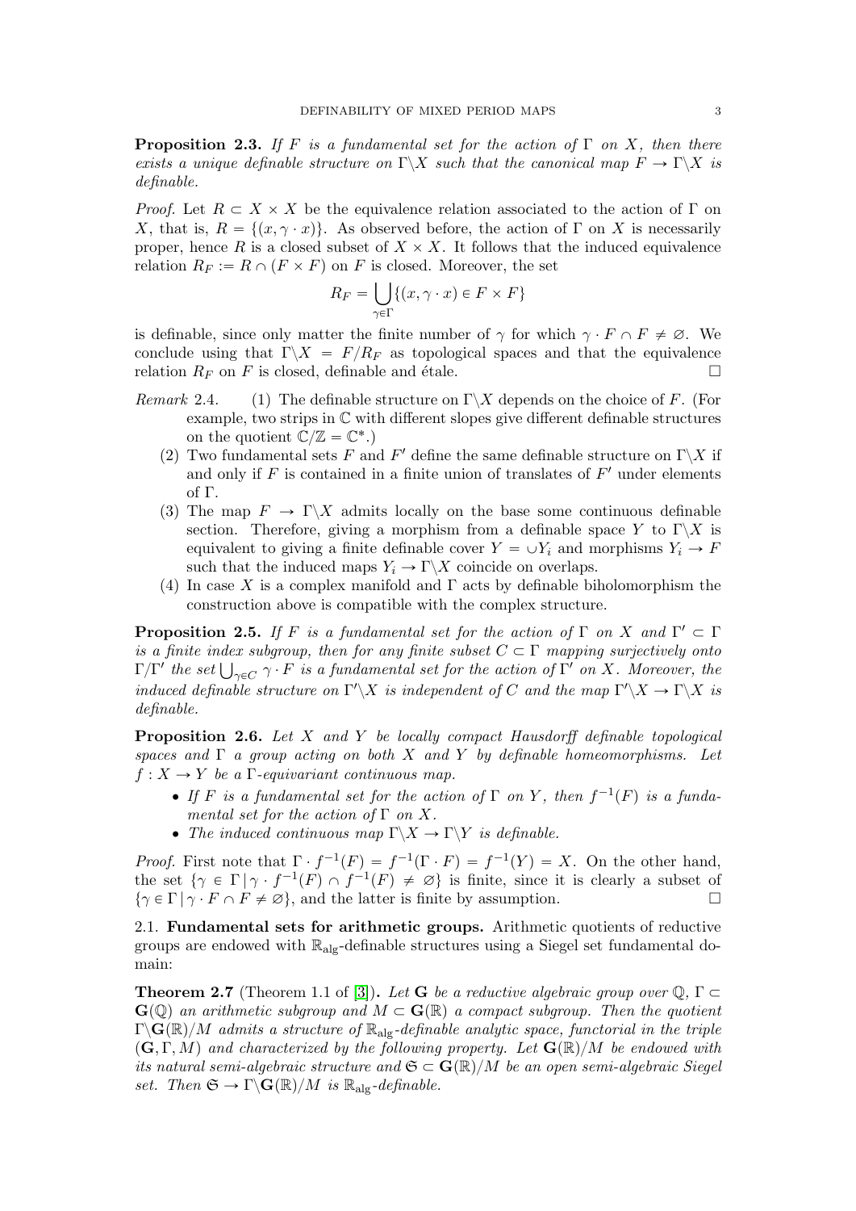**Proposition 2.3.** *If $F$ is a fundamental set for the action of $\Gamma$ on $X$, then there exists a unique definable structure on $\Gamma\backslash X$ such that the canonical map $F \to \Gamma\backslash X$ is definable.*

*Proof.* Let $R \subset X \times X$ be the equivalence relation associated to the action of $\Gamma$ on $X$, that is, $R = \{(x, \gamma \cdot x)\}$. As observed before, the action of $\Gamma$ on $X$ is necessarily proper, hence $R$ is a closed subset of $X \times X$. It follows that the induced equivalence relation $R_F := R \cap (F \times F)$ on $F$ is closed. Moreover, the set

$$R_F = \bigcup_{\gamma \in \Gamma} \{(x, \gamma \cdot x) \in F \times F\}$$

is definable, since only matter the finite number of $\gamma$ for which $\gamma \cdot F \cap F \neq \varnothing$. We conclude using that $\Gamma\backslash X = F/R_F$ as topological spaces and that the equivalence relation $R_F$ on $F$ is closed, definable and étale. □

*Remark* 2.4.
1. The definable structure on $\Gamma\backslash X$ depends on the choice of $F$. (For example, two strips in $\mathbb{C}$ with different slopes give different definable structures on the quotient $\mathbb{C}/\mathbb{Z} = \mathbb{C}^*$.)
2. Two fundamental sets $F$ and $F'$ define the same definable structure on $\Gamma\backslash X$ if and only if $F$ is contained in a finite union of translates of $F'$ under elements of $\Gamma$.
3. The map $F \to \Gamma\backslash X$ admits locally on the base some continuous definable section. Therefore, giving a morphism from a definable space $Y$ to $\Gamma\backslash X$ is equivalent to giving a finite definable cover $Y = \cup Y_i$ and morphisms $Y_i \to F$ such that the induced maps $Y_i \to \Gamma\backslash X$ coincide on overlaps.
4. In case $X$ is a complex manifold and $\Gamma$ acts by definable biholomorphism the construction above is compatible with the complex structure.

**Proposition 2.5.** *If $F$ is a fundamental set for the action of $\Gamma$ on $X$ and $\Gamma' \subset \Gamma$ is a finite index subgroup, then for any finite subset $C \subset \Gamma$ mapping surjectively onto $\Gamma/\Gamma'$ the set $\bigcup_{\gamma \in C} \gamma \cdot F$ is a fundamental set for the action of $\Gamma'$ on $X$. Moreover, the induced definable structure on $\Gamma'\backslash X$ is independent of $C$ and the map $\Gamma'\backslash X \to \Gamma\backslash X$ is definable.*

**Proposition 2.6.** *Let $X$ and $Y$ be locally compact Hausdorff definable topological spaces and $\Gamma$ a group acting on both $X$ and $Y$ by definable homeomorphisms. Let $f : X \to Y$ be a $\Gamma$-equivariant continuous map.*

- *If $F$ is a fundamental set for the action of $\Gamma$ on $Y$, then $f^{-1}(F)$ is a fundamental set for the action of $\Gamma$ on $X$.*
- *The induced continuous map $\Gamma\backslash X \to \Gamma\backslash Y$ is definable.*

*Proof.* First note that $\Gamma \cdot f^{-1}(F) = f^{-1}(\Gamma \cdot F) = f^{-1}(Y) = X$. On the other hand, the set $\{\gamma \in \Gamma \mid \gamma \cdot f^{-1}(F) \cap f^{-1}(F) \neq \varnothing\}$ is finite, since it is clearly a subset of $\{\gamma \in \Gamma \mid \gamma \cdot F \cap F \neq \varnothing\}$, and the latter is finite by assumption. □

### 2.1. Fundamental sets for arithmetic groups.

Arithmetic quotients of reductive groups are endowed with $\mathbb{R}_{\text{alg}}$-definable structures using a Siegel set fundamental domain:

**Theorem 2.7** (Theorem 1.1 of [3])**.** *Let $\mathbf{G}$ be a reductive algebraic group over $\mathbb{Q}$, $\Gamma \subset \mathbf{G}(\mathbb{Q})$ an arithmetic subgroup and $M \subset \mathbf{G}(\mathbb{R})$ a compact subgroup. Then the quotient $\Gamma\backslash\mathbf{G}(\mathbb{R})/M$ admits a structure of $\mathbb{R}_{\text{alg}}$-definable analytic space, functorial in the triple $(\mathbf{G}, \Gamma, M)$ and characterized by the following property. Let $\mathbf{G}(\mathbb{R})/M$ be endowed with its natural semi-algebraic structure and $\mathfrak{S} \subset \mathbf{G}(\mathbb{R})/M$ be an open semi-algebraic Siegel set. Then $\mathfrak{S} \to \Gamma\backslash\mathbf{G}(\mathbb{R})/M$ is $\mathbb{R}_{\text{alg}}$-definable.*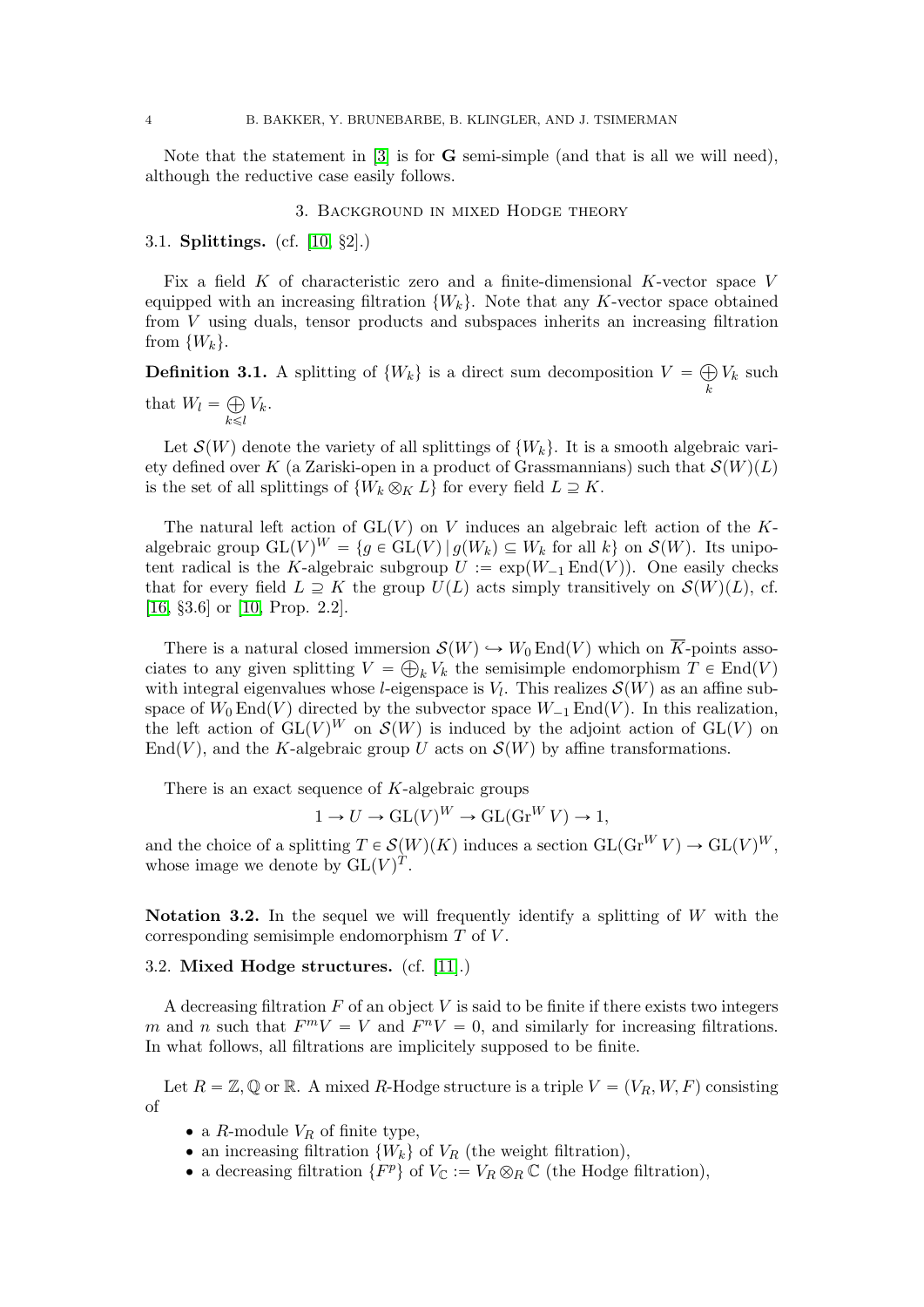Note that the statement in [3] is for $\mathbf{G}$ semi-simple (and that is all we will need), although the reductive case easily follows.

## 3. Background in mixed Hodge theory

### 3.1. Splittings. (cf. [10, §2].)

Fix a field $K$ of characteristic zero and a finite-dimensional $K$-vector space $V$ equipped with an increasing filtration $\{W_k\}$. Note that any $K$-vector space obtained from $V$ using duals, tensor products and subspaces inherits an increasing filtration from $\{W_k\}$.

**Definition 3.1.** A splitting of $\{W_k\}$ is a direct sum decomposition $V = \bigoplus_k V_k$ such that $W_l = \bigoplus_{k \leqslant l} V_k$.

Let $\mathcal{S}(W)$ denote the variety of all splittings of $\{W_k\}$. It is a smooth algebraic variety defined over $K$ (a Zariski-open in a product of Grassmannians) such that $\mathcal{S}(W)(L)$ is the set of all splittings of $\{W_k \otimes_K L\}$ for every field $L \supseteq K$.

The natural left action of $\mathrm{GL}(V)$ on $V$ induces an algebraic left action of the $K$-algebraic group $\mathrm{GL}(V)^W = \{g \in \mathrm{GL}(V) \,|\, g(W_k) \subseteq W_k \text{ for all } k\}$ on $\mathcal{S}(W)$. Its unipotent radical is the $K$-algebraic subgroup $U := \exp(W_{-1}\operatorname{End}(V))$. One easily checks that for every field $L \supseteq K$ the group $U(L)$ acts simply transitively on $\mathcal{S}(W)(L)$, cf. [16, §3.6] or [10, Prop. 2.2].

There is a natural closed immersion $\mathcal{S}(W) \hookrightarrow W_0 \operatorname{End}(V)$ which on $\overline{K}$-points associates to any given splitting $V = \bigoplus_k V_k$ the semisimple endomorphism $T \in \operatorname{End}(V)$ with integral eigenvalues whose $l$-eigenspace is $V_l$. This realizes $\mathcal{S}(W)$ as an affine subspace of $W_0 \operatorname{End}(V)$ directed by the subvector space $W_{-1}\operatorname{End}(V)$. In this realization, the left action of $\mathrm{GL}(V)^W$ on $\mathcal{S}(W)$ is induced by the adjoint action of $\mathrm{GL}(V)$ on $\operatorname{End}(V)$, and the $K$-algebraic group $U$ acts on $\mathcal{S}(W)$ by affine transformations.

There is an exact sequence of $K$-algebraic groups

$$1 \to U \to \mathrm{GL}(V)^W \to \mathrm{GL}(\mathrm{Gr}^W V) \to 1,$$

and the choice of a splitting $T \in \mathcal{S}(W)(K)$ induces a section $\mathrm{GL}(\mathrm{Gr}^W V) \to \mathrm{GL}(V)^W$, whose image we denote by $\mathrm{GL}(V)^T$.

**Notation 3.2.** In the sequel we will frequently identify a splitting of $W$ with the corresponding semisimple endomorphism $T$ of $V$.

### 3.2. Mixed Hodge structures. (cf. [11].)

A decreasing filtration $F$ of an object $V$ is said to be finite if there exists two integers $m$ and $n$ such that $F^m V = V$ and $F^n V = 0$, and similarly for increasing filtrations. In what follows, all filtrations are implicitely supposed to be finite.

Let $R = \mathbb{Z}, \mathbb{Q}$ or $\mathbb{R}$. A mixed $R$-Hodge structure is a triple $V = (V_R, W, F)$ consisting of

- a $R$-module $V_R$ of finite type,
- an increasing filtration $\{W_k\}$ of $V_R$ (the weight filtration),
- a decreasing filtration $\{F^p\}$ of $V_\mathbb{C} := V_R \otimes_R \mathbb{C}$ (the Hodge filtration),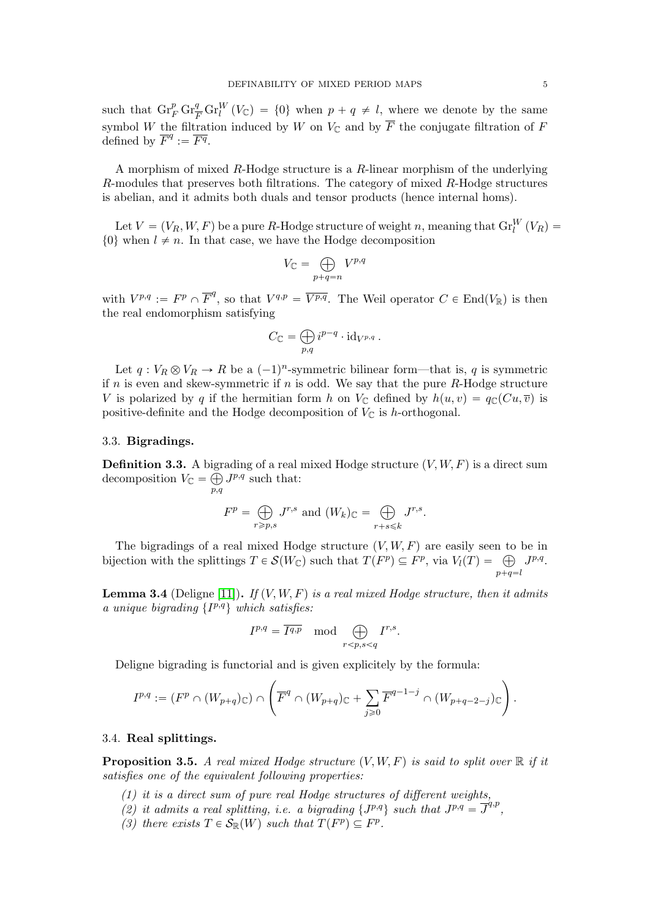such that $\mathrm{Gr}_F^p \mathrm{Gr}_{\overline{F}}^q \mathrm{Gr}_l^W(V_{\mathbb{C}}) = \{0\}$ when $p+q \neq l$, where we denote by the same symbol $W$ the filtration induced by $W$ on $V_{\mathbb{C}}$ and by $\overline{F}$ the conjugate filtration of $F$ defined by $\overline{F}^q := \overline{F^q}$.

A morphism of mixed $R$-Hodge structure is a $R$-linear morphism of the underlying $R$-modules that preserves both filtrations. The category of mixed $R$-Hodge structures is abelian, and it admits both duals and tensor products (hence internal homs).

Let $V = (V_R, W, F)$ be a pure $R$-Hodge structure of weight $n$, meaning that $\mathrm{Gr}_l^W(V_R) = \{0\}$ when $l \neq n$. In that case, we have the Hodge decomposition

$$V_{\mathbb{C}} = \bigoplus_{p+q=n} V^{p,q}$$

with $V^{p,q} := F^p \cap \overline{F}^q$, so that $V^{q,p} = \overline{V^{p,q}}$. The Weil operator $C \in \mathrm{End}(V_{\mathbb{R}})$ is then the real endomorphism satisfying

$$C_{\mathbb{C}} = \bigoplus_{p,q} i^{p-q} \cdot \mathrm{id}_{V^{p,q}}\,.$$

Let $q : V_R \otimes V_R \to R$ be a $(-1)^n$-symmetric bilinear form—that is, $q$ is symmetric if $n$ is even and skew-symmetric if $n$ is odd. We say that the pure $R$-Hodge structure $V$ is polarized by $q$ if the hermitian form $h$ on $V_{\mathbb{C}}$ defined by $h(u,v) = q_{\mathbb{C}}(Cu, \overline{v})$ is positive-definite and the Hodge decomposition of $V_{\mathbb{C}}$ is $h$-orthogonal.

### 3.3. Bigradings.

**Definition 3.3.** A bigrading of a real mixed Hodge structure $(V, W, F)$ is a direct sum decomposition $V_{\mathbb{C}} = \bigoplus_{p,q} J^{p,q}$ such that:

$$F^p = \bigoplus_{r \geqslant p, s} J^{r,s} \text{ and } (W_k)_{\mathbb{C}} = \bigoplus_{r+s \leqslant k} J^{r,s}.$$

The bigradings of a real mixed Hodge structure $(V, W, F)$ are easily seen to be in bijection with the splittings $T \in \mathcal{S}(W_{\mathbb{C}})$ such that $T(F^p) \subseteq F^p$, via $V_l(T) = \bigoplus_{p+q=l} J^{p,q}$.

**Lemma 3.4** (Deligne [11])**.** *If $(V, W, F)$ is a real mixed Hodge structure, then it admits a unique bigrading $\{I^{p,q}\}$ which satisfies:*

$$I^{p,q} = \overline{I^{q,p}} \mod \bigoplus_{r<p, s<q} I^{r,s}.$$

Deligne bigrading is functorial and is given explicitely by the formula:

$$I^{p,q} := (F^p \cap (W_{p+q})_{\mathbb{C}}) \cap \left( \overline{F}^q \cap (W_{p+q})_{\mathbb{C}} + \sum_{j \geqslant 0} \overline{F}^{q-1-j} \cap (W_{p+q-2-j})_{\mathbb{C}} \right).$$

### 3.4. Real splittings.

**Proposition 3.5.** *A real mixed Hodge structure $(V, W, F)$ is said to split over $\mathbb{R}$ if it satisfies one of the equivalent following properties:*

1. *it is a direct sum of pure real Hodge structures of different weights,*
2. *it admits a real splitting, i.e. a bigrading $\{J^{p,q}\}$ such that $J^{p,q} = \overline{J}^{q,p}$,*
3. *there exists $T \in \mathcal{S}_{\mathbb{R}}(W)$ such that $T(F^p) \subseteq F^p$.*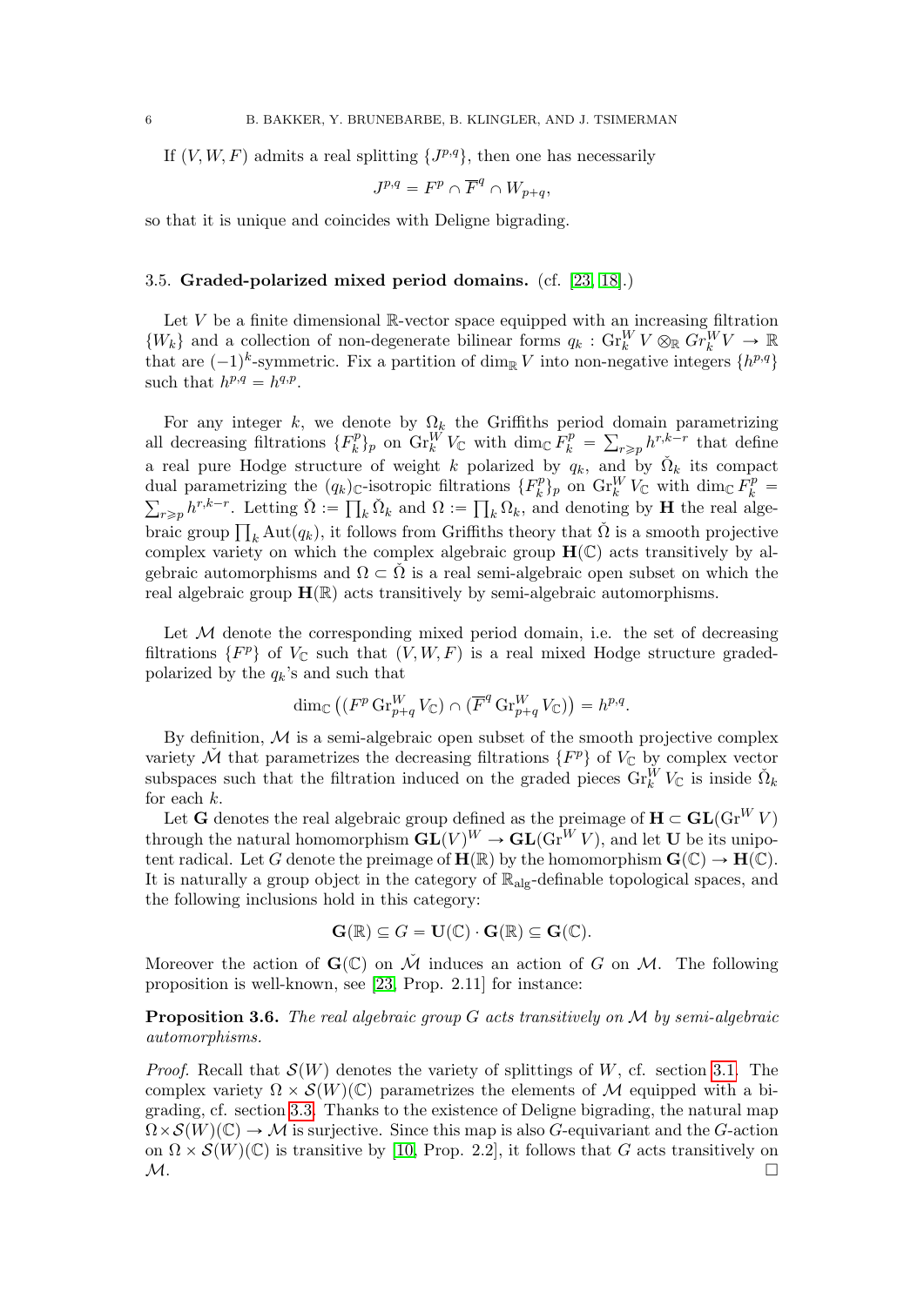If $(V, W, F)$ admits a real splitting $\{J^{p,q}\}$, then one has necessarily

$$J^{p,q} = F^p \cap \overline{F}^q \cap W_{p+q},$$

so that it is unique and coincides with Deligne bigrading.

### 3.5. Graded-polarized mixed period domains. (cf. [23, 18].)

Let $V$ be a finite dimensional $\mathbb{R}$-vector space equipped with an increasing filtration $\{W_k\}$ and a collection of non-degenerate bilinear forms $q_k : \mathrm{Gr}_k^W V \otimes_{\mathbb{R}} Gr_k^W V \to \mathbb{R}$ that are $(-1)^k$-symmetric. Fix a partition of $\dim_{\mathbb{R}} V$ into non-negative integers $\{h^{p,q}\}$ such that $h^{p,q} = h^{q,p}$.

For any integer $k$, we denote by $\Omega_k$ the Griffiths period domain parametrizing all decreasing filtrations $\{F_k^p\}_p$ on $\mathrm{Gr}_k^W V_{\mathbb{C}}$ with $\dim_{\mathbb{C}} F_k^p = \sum_{r \geqslant p} h^{r,k-r}$ that define a real pure Hodge structure of weight $k$ polarized by $q_k$, and by $\check{\Omega}_k$ its compact dual parametrizing the $(q_k)_{\mathbb{C}}$-isotropic filtrations $\{F_k^p\}_p$ on $\mathrm{Gr}_k^W V_{\mathbb{C}}$ with $\dim_{\mathbb{C}} F_k^p = \sum_{r \geqslant p} h^{r,k-r}$. Letting $\check{\Omega} := \prod_k \check{\Omega}_k$ and $\Omega := \prod_k \Omega_k$, and denoting by $\mathbf{H}$ the real algebraic group $\prod_k \mathrm{Aut}(q_k)$, it follows from Griffiths theory that $\check{\Omega}$ is a smooth projective complex variety on which the complex algebraic group $\mathbf{H}(\mathbb{C})$ acts transitively by algebraic automorphisms and $\Omega \subset \check{\Omega}$ is a real semi-algebraic open subset on which the real algebraic group $\mathbf{H}(\mathbb{R})$ acts transitively by semi-algebraic automorphisms.

Let $\mathcal{M}$ denote the corresponding mixed period domain, i.e. the set of decreasing filtrations $\{F^p\}$ of $V_{\mathbb{C}}$ such that $(V, W, F)$ is a real mixed Hodge structure graded-polarized by the $q_k$'s and such that

$$\dim_{\mathbb{C}} \left( (F^p \, \mathrm{Gr}_{p+q}^W V_{\mathbb{C}}) \cap (\overline{F}^q \, \mathrm{Gr}_{p+q}^W V_{\mathbb{C}}) \right) = h^{p,q}.$$

By definition, $\mathcal{M}$ is a semi-algebraic open subset of the smooth projective complex variety $\check{\mathcal{M}}$ that parametrizes the decreasing filtrations $\{F^p\}$ of $V_{\mathbb{C}}$ by complex vector subspaces such that the filtration induced on the graded pieces $\mathrm{Gr}_k^W V_{\mathbb{C}}$ is inside $\check{\Omega}_k$ for each $k$.

Let $\mathbf{G}$ denotes the real algebraic group defined as the preimage of $\mathbf{H} \subset \mathbf{GL}(\mathrm{Gr}^W V)$ through the natural homomorphism $\mathbf{GL}(V)^W \to \mathbf{GL}(\mathrm{Gr}^W V)$, and let $\mathbf{U}$ be its unipotent radical. Let $G$ denote the preimage of $\mathbf{H}(\mathbb{R})$ by the homomorphism $\mathbf{G}(\mathbb{C}) \to \mathbf{H}(\mathbb{C})$. It is naturally a group object in the category of $\mathbb{R}_{\mathrm{alg}}$-definable topological spaces, and the following inclusions hold in this category:

$$\mathbf{G}(\mathbb{R}) \subseteq G = \mathbf{U}(\mathbb{C}) \cdot \mathbf{G}(\mathbb{R}) \subseteq \mathbf{G}(\mathbb{C}).$$

Moreover the action of $\mathbf{G}(\mathbb{C})$ on $\check{\mathcal{M}}$ induces an action of $G$ on $\mathcal{M}$. The following proposition is well-known, see [23, Prop. 2.11] for instance:

**Proposition 3.6.** *The real algebraic group $G$ acts transitively on $\mathcal{M}$ by semi-algebraic automorphisms.*

*Proof.* Recall that $\mathcal{S}(W)$ denotes the variety of splittings of $W$, cf. section 3.1. The complex variety $\Omega \times \mathcal{S}(W)(\mathbb{C})$ parametrizes the elements of $\mathcal{M}$ equipped with a bigrading, cf. section 3.3. Thanks to the existence of Deligne bigrading, the natural map $\Omega \times \mathcal{S}(W)(\mathbb{C}) \to \mathcal{M}$ is surjective. Since this map is also $G$-equivariant and the $G$-action on $\Omega \times \mathcal{S}(W)(\mathbb{C})$ is transitive by [10, Prop. 2.2], it follows that $G$ acts transitively on $\mathcal{M}$. $\square$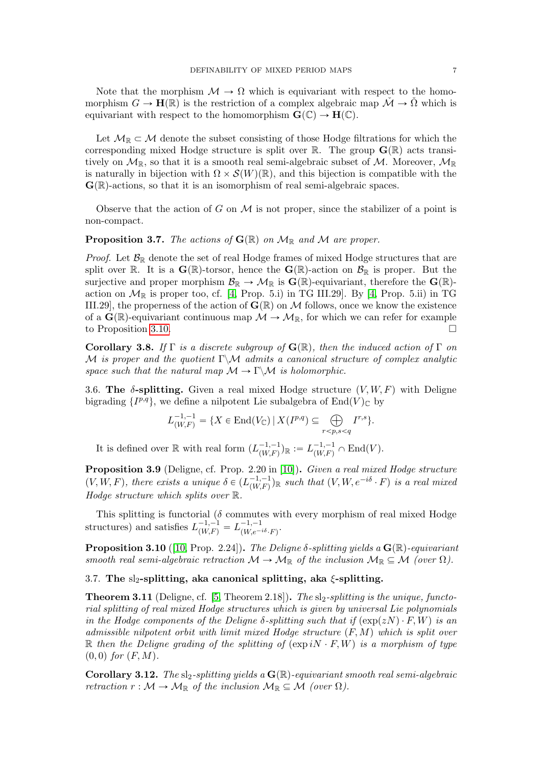Note that the morphism $\mathcal{M} \to \Omega$ which is equivariant with respect to the homomorphism $G \to \mathbf{H}(\mathbb{R})$ is the restriction of a complex algebraic map $\check{\mathcal{M}} \to \check{\Omega}$ which is equivariant with respect to the homomorphism $\mathbf{G}(\mathbb{C}) \to \mathbf{H}(\mathbb{C})$.

Let $\mathcal{M}_{\mathbb{R}} \subset \mathcal{M}$ denote the subset consisting of those Hodge filtrations for which the corresponding mixed Hodge structure is split over $\mathbb{R}$. The group $\mathbf{G}(\mathbb{R})$ acts transitively on $\mathcal{M}_{\mathbb{R}}$, so that it is a smooth real semi-algebraic subset of $\mathcal{M}$. Moreover, $\mathcal{M}_{\mathbb{R}}$ is naturally in bijection with $\Omega \times \mathcal{S}(W)(\mathbb{R})$, and this bijection is compatible with the $\mathbf{G}(\mathbb{R})$-actions, so that it is an isomorphism of real semi-algebraic spaces.

Observe that the action of $G$ on $\mathcal{M}$ is not proper, since the stabilizer of a point is non-compact.

**Proposition 3.7.** *The actions of $\mathbf{G}(\mathbb{R})$ on $\mathcal{M}_{\mathbb{R}}$ and $\mathcal{M}$ are proper.*

*Proof.* Let $\mathcal{B}_{\mathbb{R}}$ denote the set of real Hodge frames of mixed Hodge structures that are split over $\mathbb{R}$. It is a $\mathbf{G}(\mathbb{R})$-torsor, hence the $\mathbf{G}(\mathbb{R})$-action on $\mathcal{B}_{\mathbb{R}}$ is proper. But the surjective and proper morphism $\mathcal{B}_{\mathbb{R}} \to \mathcal{M}_{\mathbb{R}}$ is $\mathbf{G}(\mathbb{R})$-equivariant, therefore the $\mathbf{G}(\mathbb{R})$-action on $\mathcal{M}_{\mathbb{R}}$ is proper too, cf. [4, Prop. 5.i) in TG III.29]. By [4, Prop. 5.ii) in TG III.29], the properness of the action of $\mathbf{G}(\mathbb{R})$ on $\mathcal{M}$ follows, once we know the existence of a $\mathbf{G}(\mathbb{R})$-equivariant continuous map $\mathcal{M} \to \mathcal{M}_{\mathbb{R}}$, for which we can refer for example to Proposition 3.10. □

**Corollary 3.8.** *If $\Gamma$ is a discrete subgroup of $\mathbf{G}(\mathbb{R})$, then the induced action of $\Gamma$ on $\mathcal{M}$ is proper and the quotient $\Gamma\backslash\mathcal{M}$ admits a canonical structure of complex analytic space such that the natural map $\mathcal{M} \to \Gamma\backslash\mathcal{M}$ is holomorphic.*

3.6. **The $\delta$-splitting.** Given a real mixed Hodge structure $(V, W, F)$ with Deligne bigrading $\{I^{p,q}\}$, we define a nilpotent Lie subalgebra of $\mathrm{End}(V)_{\mathbb{C}}$ by

$$L^{-1,-1}_{(W,F)} = \{X \in \mathrm{End}(V_{\mathbb{C}}) \mid X(I^{p,q}) \subseteq \bigoplus_{r<p, s<q} I^{r,s}\}.$$

It is defined over $\mathbb{R}$ with real form $(L^{-1,-1}_{(W,F)})_{\mathbb{R}} := L^{-1,-1}_{(W,F)} \cap \mathrm{End}(V)$.

**Proposition 3.9** (Deligne, cf. Prop. 2.20 in [10])**.** *Given a real mixed Hodge structure $(V, W, F)$, there exists a unique $\delta \in (L^{-1,-1}_{(W,F)})_{\mathbb{R}}$ such that $(V, W, e^{-i\delta} \cdot F)$ is a real mixed Hodge structure which splits over $\mathbb{R}$.*

This splitting is functorial ($\delta$ commutes with every morphism of real mixed Hodge structures) and satisfies $L^{-1,-1}_{(W,F)} = L^{-1,-1}_{(W,e^{-i\delta}\cdot F)}$.

**Proposition 3.10** ([10, Prop. 2.24])**.** *The Deligne $\delta$-splitting yields a $\mathbf{G}(\mathbb{R})$-equivariant smooth real semi-algebraic retraction $\mathcal{M} \to \mathcal{M}_{\mathbb{R}}$ of the inclusion $\mathcal{M}_{\mathbb{R}} \subseteq \mathcal{M}$ (over $\Omega$).*

3.7. **The $\mathrm{sl}_2$-splitting, aka canonical splitting, aka $\xi$-splitting.**

**Theorem 3.11** (Deligne, cf. [5, Theorem 2.18])**.** *The $\mathrm{sl}_2$-splitting is the unique, functorial splitting of real mixed Hodge structures which is given by universal Lie polynomials in the Hodge components of the Deligne $\delta$-splitting such that if $(\exp(zN) \cdot F, W)$ is an admissible nilpotent orbit with limit mixed Hodge structure $(F, M)$ which is split over $\mathbb{R}$ then the Deligne grading of the splitting of $(\exp iN \cdot F, W)$ is a morphism of type $(0, 0)$ for $(F, M)$.*

**Corollary 3.12.** *The $\mathrm{sl}_2$-splitting yields a $\mathbf{G}(\mathbb{R})$-equivariant smooth real semi-algebraic retraction $r : \mathcal{M} \to \mathcal{M}_{\mathbb{R}}$ of the inclusion $\mathcal{M}_{\mathbb{R}} \subseteq \mathcal{M}$ (over $\Omega$).*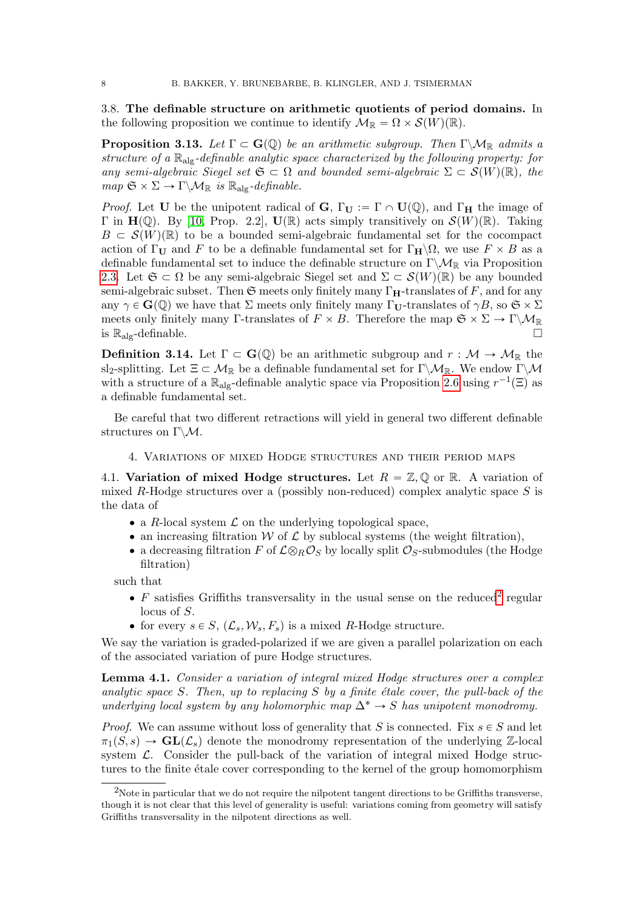3.8. **The definable structure on arithmetic quotients of period domains.** In the following proposition we continue to identify $\mathcal{M}_{\mathbb{R}} = \Omega \times \mathcal{S}(W)(\mathbb{R})$.

**Proposition 3.13.** *Let $\Gamma \subset \mathbf{G}(\mathbb{Q})$ be an arithmetic subgroup. Then $\Gamma\backslash\mathcal{M}_{\mathbb{R}}$ admits a structure of a $\mathbb{R}_{\mathrm{alg}}$-definable analytic space characterized by the following property: for any semi-algebraic Siegel set $\mathfrak{S} \subset \Omega$ and bounded semi-algebraic $\Sigma \subset \mathcal{S}(W)(\mathbb{R})$, the map $\mathfrak{S} \times \Sigma \to \Gamma\backslash\mathcal{M}_{\mathbb{R}}$ is $\mathbb{R}_{\mathrm{alg}}$-definable.*

*Proof.* Let $\mathbf{U}$ be the unipotent radical of $\mathbf{G}$, $\Gamma_{\mathbf{U}} := \Gamma \cap \mathbf{U}(\mathbb{Q})$, and $\Gamma_{\mathbf{H}}$ the image of $\Gamma$ in $\mathbf{H}(\mathbb{Q})$. By [10, Prop. 2.2], $\mathbf{U}(\mathbb{R})$ acts simply transitively on $\mathcal{S}(W)(\mathbb{R})$. Taking $B \subset \mathcal{S}(W)(\mathbb{R})$ to be a bounded semi-algebraic fundamental set for the cocompact action of $\Gamma_{\mathbf{U}}$ and $F$ to be a definable fundamental set for $\Gamma_{\mathbf{H}}\backslash\Omega$, we use $F \times B$ as a definable fundamental set to induce the definable structure on $\Gamma\backslash\mathcal{M}_{\mathbb{R}}$ via Proposition 2.3. Let $\mathfrak{S} \subset \Omega$ be any semi-algebraic Siegel set and $\Sigma \subset \mathcal{S}(W)(\mathbb{R})$ be any bounded semi-algebraic subset. Then $\mathfrak{S}$ meets only finitely many $\Gamma_{\mathbf{H}}$-translates of $F$, and for any $\gamma \in \mathbf{G}(\mathbb{Q})$ we have that $\Sigma$ meets only finitely many $\Gamma_{\mathbf{U}}$-translates of $\gamma B$, so $\mathfrak{S} \times \Sigma$ meets only finitely many $\Gamma$-translates of $F \times B$. Therefore the map $\mathfrak{S} \times \Sigma \to \Gamma\backslash\mathcal{M}_{\mathbb{R}}$ is $\mathbb{R}_{\mathrm{alg}}$-definable. $\square$

**Definition 3.14.** Let $\Gamma \subset \mathbf{G}(\mathbb{Q})$ be an arithmetic subgroup and $r : \mathcal{M} \to \mathcal{M}_{\mathbb{R}}$ the $\mathrm{sl}_2$-splitting. Let $\Xi \subset \mathcal{M}_{\mathbb{R}}$ be a definable fundamental set for $\Gamma\backslash\mathcal{M}_{\mathbb{R}}$. We endow $\Gamma\backslash\mathcal{M}$ with a structure of a $\mathbb{R}_{\mathrm{alg}}$-definable analytic space via Proposition 2.6 using $r^{-1}(\Xi)$ as a definable fundamental set.

Be careful that two different retractions will yield in general two different definable structures on $\Gamma\backslash\mathcal{M}$.

## 4. Variations of mixed Hodge structures and their period maps

4.1. **Variation of mixed Hodge structures.** Let $R = \mathbb{Z}, \mathbb{Q}$ or $\mathbb{R}$. A variation of mixed $R$-Hodge structures over a (possibly non-reduced) complex analytic space $S$ is the data of

- a $R$-local system $\mathcal{L}$ on the underlying topological space,
- an increasing filtration $\mathcal{W}$ of $\mathcal{L}$ by sublocal systems (the weight filtration),
- a decreasing filtration $F$ of $\mathcal{L} \otimes_R \mathcal{O}_S$ by locally split $\mathcal{O}_S$-submodules (the Hodge filtration)

such that

- $F$ satisfies Griffiths transversality in the usual sense on the reduced[2] regular locus of $S$.
- for every $s \in S$, $(\mathcal{L}_s, \mathcal{W}_s, F_s)$ is a mixed $R$-Hodge structure.

We say the variation is graded-polarized if we are given a parallel polarization on each of the associated variation of pure Hodge structures.

**Lemma 4.1.** *Consider a variation of integral mixed Hodge structures over a complex analytic space $S$. Then, up to replacing $S$ by a finite étale cover, the pull-back of the underlying local system by any holomorphic map $\Delta^* \to S$ has unipotent monodromy.*

*Proof.* We can assume without loss of generality that $S$ is connected. Fix $s \in S$ and let $\pi_1(S, s) \to \mathbf{GL}(\mathcal{L}_s)$ denote the monodromy representation of the underlying $\mathbb{Z}$-local system $\mathcal{L}$. Consider the pull-back of the variation of integral mixed Hodge structures to the finite étale cover corresponding to the kernel of the group homomorphism

---

[2] Note in particular that we do not require the nilpotent tangent directions to be Griffiths transverse, though it is not clear that this level of generality is useful: variations coming from geometry will satisfy Griffiths transversality in the nilpotent directions as well.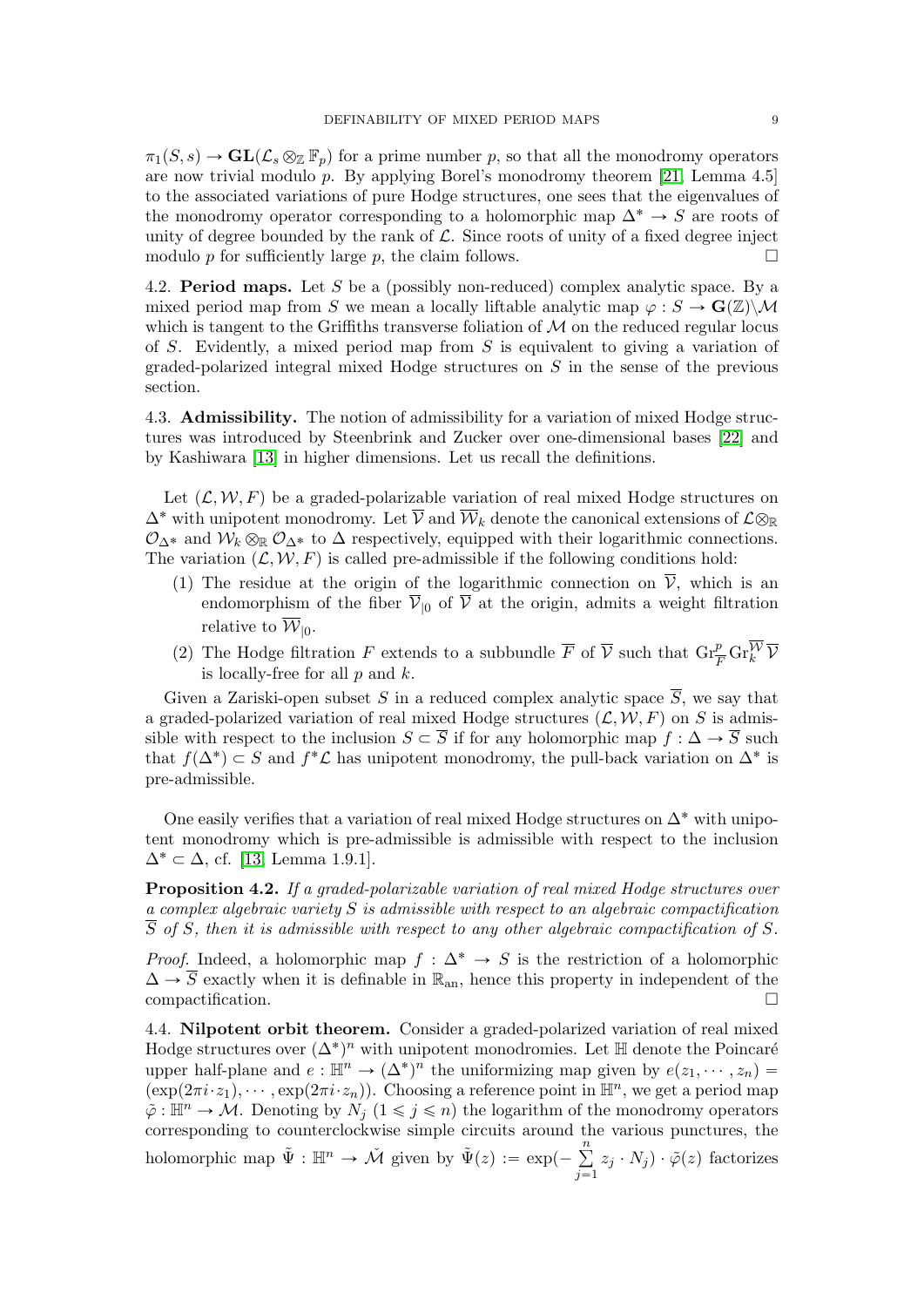$\pi_1(S,s) \to \mathbf{GL}(\mathcal{L}_s \otimes_{\mathbb{Z}} \mathbb{F}_p)$ for a prime number $p$, so that all the monodromy operators are now trivial modulo $p$. By applying Borel's monodromy theorem [21, Lemma 4.5] to the associated variations of pure Hodge structures, one sees that the eigenvalues of the monodromy operator corresponding to a holomorphic map $\Delta^* \to S$ are roots of unity of degree bounded by the rank of $\mathcal{L}$. Since roots of unity of a fixed degree inject modulo $p$ for sufficiently large $p$, the claim follows. $\square$

**4.2. Period maps.** Let $S$ be a (possibly non-reduced) complex analytic space. By a mixed period map from $S$ we mean a locally liftable analytic map $\varphi : S \to \mathbf{G}(\mathbb{Z})\backslash\mathcal{M}$ which is tangent to the Griffiths transverse foliation of $\mathcal{M}$ on the reduced regular locus of $S$. Evidently, a mixed period map from $S$ is equivalent to giving a variation of graded-polarized integral mixed Hodge structures on $S$ in the sense of the previous section.

**4.3. Admissibility.** The notion of admissibility for a variation of mixed Hodge structures was introduced by Steenbrink and Zucker over one-dimensional bases [22] and by Kashiwara [13] in higher dimensions. Let us recall the definitions.

Let $(\mathcal{L}, \mathcal{W}, F)$ be a graded-polarizable variation of real mixed Hodge structures on $\Delta^*$ with unipotent monodromy. Let $\overline{\mathcal{V}}$ and $\overline{\mathcal{W}}_k$ denote the canonical extensions of $\mathcal{L} \otimes_{\mathbb{R}} \mathcal{O}_{\Delta^*}$ and $\mathcal{W}_k \otimes_{\mathbb{R}} \mathcal{O}_{\Delta^*}$ to $\Delta$ respectively, equipped with their logarithmic connections. The variation $(\mathcal{L}, \mathcal{W}, F)$ is called pre-admissible if the following conditions hold:

1. The residue at the origin of the logarithmic connection on $\overline{\mathcal{V}}$, which is an endomorphism of the fiber $\overline{\mathcal{V}}_{|0}$ of $\overline{\mathcal{V}}$ at the origin, admits a weight filtration relative to $\overline{\mathcal{W}}_{|0}$.
2. The Hodge filtration $F$ extends to a subbundle $\overline{F}$ of $\overline{\mathcal{V}}$ such that $\mathrm{Gr}^p_{\overline{F}} \mathrm{Gr}^{\overline{\mathcal{W}}}_k \overline{\mathcal{V}}$ is locally-free for all $p$ and $k$.

Given a Zariski-open subset $S$ in a reduced complex analytic space $\overline{S}$, we say that a graded-polarized variation of real mixed Hodge structures $(\mathcal{L}, \mathcal{W}, F)$ on $S$ is admissible with respect to the inclusion $S \subset \overline{S}$ if for any holomorphic map $f : \Delta \to \overline{S}$ such that $f(\Delta^*) \subset S$ and $f^*\mathcal{L}$ has unipotent monodromy, the pull-back variation on $\Delta^*$ is pre-admissible.

One easily verifies that a variation of real mixed Hodge structures on $\Delta^*$ with unipotent monodromy which is pre-admissible is admissible with respect to the inclusion $\Delta^* \subset \Delta$, cf. [13, Lemma 1.9.1].

**Proposition 4.2.** *If a graded-polarizable variation of real mixed Hodge structures over a complex algebraic variety $S$ is admissible with respect to an algebraic compactification $\overline{S}$ of $S$, then it is admissible with respect to any other algebraic compactification of $S$.*

*Proof.* Indeed, a holomorphic map $f : \Delta^* \to S$ is the restriction of a holomorphic $\Delta \to \overline{S}$ exactly when it is definable in $\mathbb{R}_{\mathrm{an}}$, hence this property in independent of the compactification. $\square$

**4.4. Nilpotent orbit theorem.** Consider a graded-polarized variation of real mixed Hodge structures over $(\Delta^*)^n$ with unipotent monodromies. Let $\mathbb{H}$ denote the Poincaré upper half-plane and $e : \mathbb{H}^n \to (\Delta^*)^n$ the uniformizing map given by $e(z_1, \cdots, z_n) = (\exp(2\pi i \cdot z_1), \cdots, \exp(2\pi i \cdot z_n))$. Choosing a reference point in $\mathbb{H}^n$, we get a period map $\tilde{\varphi} : \mathbb{H}^n \to \mathcal{M}$. Denoting by $N_j$ $(1 \leqslant j \leqslant n)$ the logarithm of the monodromy operators corresponding to counterclockwise simple circuits around the various punctures, the holomorphic map $\tilde{\Psi} : \mathbb{H}^n \to \check{\mathcal{M}}$ given by $\tilde{\Psi}(z) := \exp(-\sum_{j=1}^{n} z_j \cdot N_j) \cdot \tilde{\varphi}(z)$ factorizes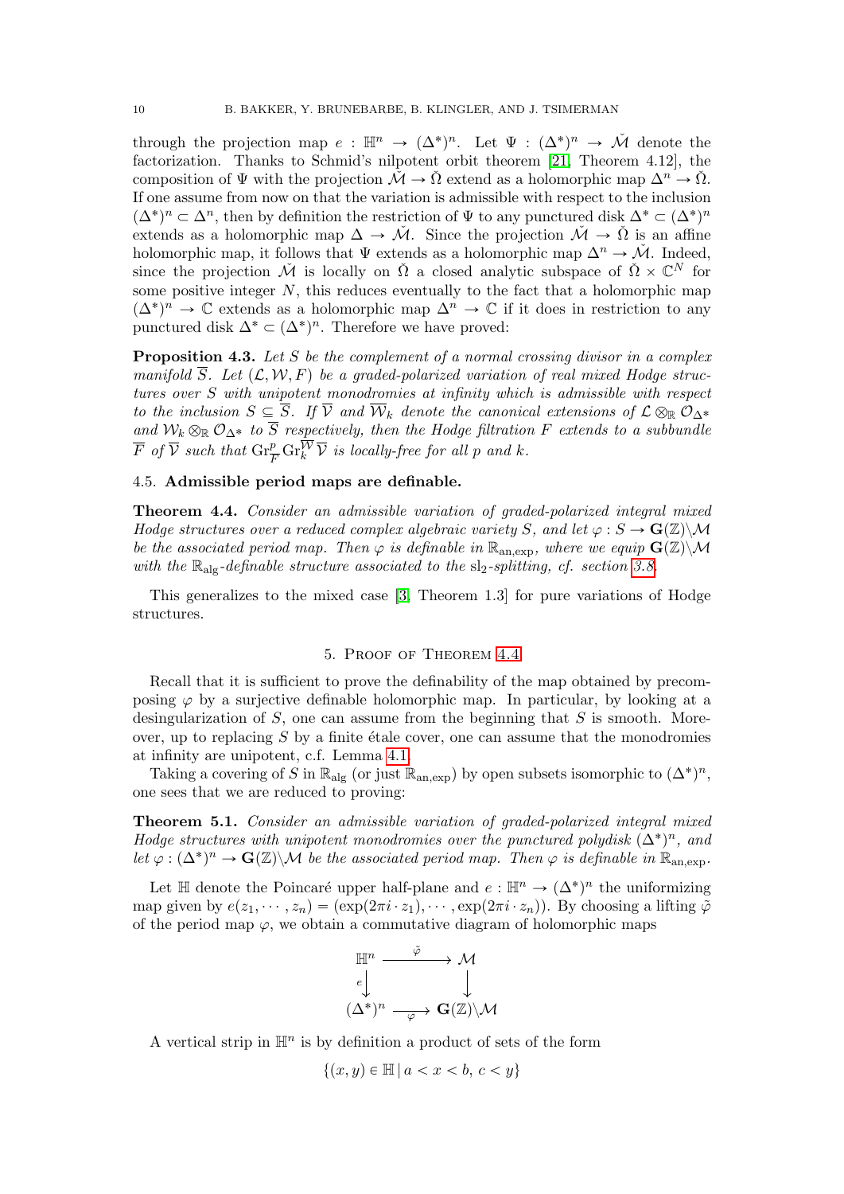through the projection map $e : \mathbb{H}^n \to (\Delta^*)^n$. Let $\Psi : (\Delta^*)^n \to \check{\mathcal{M}}$ denote the factorization. Thanks to Schmid's nilpotent orbit theorem [21, Theorem 4.12], the composition of $\Psi$ with the projection $\check{\mathcal{M}} \to \check{\Omega}$ extend as a holomorphic map $\Delta^n \to \check{\Omega}$. If one assume from now on that the variation is admissible with respect to the inclusion $(\Delta^*)^n \subset \Delta^n$, then by definition the restriction of $\Psi$ to any punctured disk $\Delta^* \subset (\Delta^*)^n$ extends as a holomorphic map $\Delta \to \check{\mathcal{M}}$. Since the projection $\check{\mathcal{M}} \to \check{\Omega}$ is an affine holomorphic map, it follows that $\Psi$ extends as a holomorphic map $\Delta^n \to \check{\mathcal{M}}$. Indeed, since the projection $\check{\mathcal{M}}$ is locally on $\check{\Omega}$ a closed analytic subspace of $\check{\Omega} \times \mathbb{C}^N$ for some positive integer $N$, this reduces eventually to the fact that a holomorphic map $(\Delta^*)^n \to \mathbb{C}$ extends as a holomorphic map $\Delta^n \to \mathbb{C}$ if it does in restriction to any punctured disk $\Delta^* \subset (\Delta^*)^n$. Therefore we have proved:

**Proposition 4.3.** *Let $S$ be the complement of a normal crossing divisor in a complex manifold $\overline{S}$. Let $(\mathcal{L}, \mathcal{W}, F)$ be a graded-polarized variation of real mixed Hodge structures over $S$ with unipotent monodromies at infinity which is admissible with respect to the inclusion $S \subseteq \overline{S}$. If $\overline{\mathcal{V}}$ and $\overline{\mathcal{W}}_k$ denote the canonical extensions of $\mathcal{L} \otimes_{\mathbb{R}} \mathcal{O}_{\Delta^*}$ and $\mathcal{W}_k \otimes_{\mathbb{R}} \mathcal{O}_{\Delta^*}$ to $\overline{S}$ respectively, then the Hodge filtration $F$ extends to a subbundle $\overline{F}$ of $\overline{\mathcal{V}}$ such that $\mathrm{Gr}^p_{\overline{F}} \mathrm{Gr}^{\overline{\mathcal{W}}}_k \overline{\mathcal{V}}$ is locally-free for all $p$ and $k$.*

### 4.5. Admissible period maps are definable.

**Theorem 4.4.** *Consider an admissible variation of graded-polarized integral mixed Hodge structures over a reduced complex algebraic variety $S$, and let $\varphi : S \to \mathbf{G}(\mathbb{Z})\backslash\mathcal{M}$ be the associated period map. Then $\varphi$ is definable in $\mathbb{R}_{\mathrm{an,exp}}$, where we equip $\mathbf{G}(\mathbb{Z})\backslash\mathcal{M}$ with the $\mathbb{R}_{\mathrm{alg}}$-definable structure associated to the $\mathrm{sl}_2$-splitting, cf. section 3.8.*

This generalizes to the mixed case [3, Theorem 1.3] for pure variations of Hodge structures.

## 5. Proof of Theorem 4.4

Recall that it is sufficient to prove the definability of the map obtained by precomposing $\varphi$ by a surjective definable holomorphic map. In particular, by looking at a desingularization of $S$, one can assume from the beginning that $S$ is smooth. Moreover, up to replacing $S$ by a finite étale cover, one can assume that the monodromies at infinity are unipotent, c.f. Lemma 4.1.

Taking a covering of $S$ in $\mathbb{R}_{\mathrm{alg}}$ (or just $\mathbb{R}_{\mathrm{an,exp}}$) by open subsets isomorphic to $(\Delta^*)^n$, one sees that we are reduced to proving:

**Theorem 5.1.** *Consider an admissible variation of graded-polarized integral mixed Hodge structures with unipotent monodromies over the punctured polydisk $(\Delta^*)^n$, and let $\varphi : (\Delta^*)^n \to \mathbf{G}(\mathbb{Z})\backslash\mathcal{M}$ be the associated period map. Then $\varphi$ is definable in $\mathbb{R}_{\mathrm{an,exp}}$.*

Let $\mathbb{H}$ denote the Poincaré upper half-plane and $e : \mathbb{H}^n \to (\Delta^*)^n$ the uniformizing map given by $e(z_1, \cdots, z_n) = (\exp(2\pi i \cdot z_1), \cdots, \exp(2\pi i \cdot z_n))$. By choosing a lifting $\tilde{\varphi}$ of the period map $\varphi$, we obtain a commutative diagram of holomorphic maps

$$
\begin{array}{ccc}
\mathbb{H}^n & \xrightarrow{\tilde{\varphi}} & \mathcal{M} \\
{\scriptstyle e}\downarrow & & \downarrow \\
(\Delta^*)^n & \xrightarrow[\varphi]{} & \mathbf{G}(\mathbb{Z})\backslash\mathcal{M}
\end{array}
$$

A vertical strip in $\mathbb{H}^n$ is by definition a product of sets of the form

$$\{(x, y) \in \mathbb{H} \mid a < x < b,\ c < y\}$$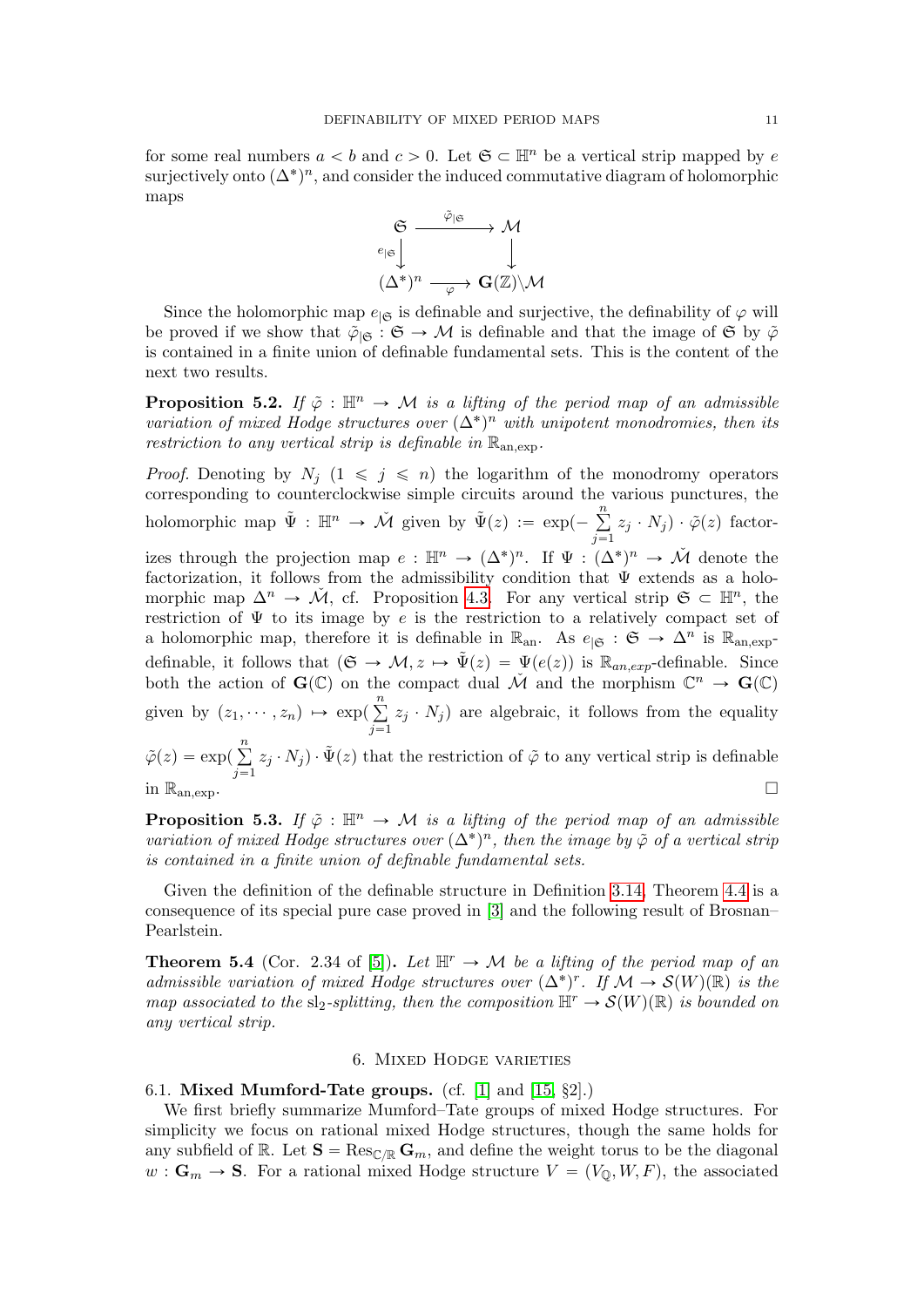for some real numbers $a < b$ and $c > 0$. Let $\mathfrak{S} \subset \mathbb{H}^n$ be a vertical strip mapped by $e$ surjectively onto $(\Delta^*)^n$, and consider the induced commutative diagram of holomorphic maps

$$\begin{array}{ccc} \mathfrak{S} & \xrightarrow{\tilde{\varphi}_{|\mathfrak{S}}} & \mathcal{M} \\ {\scriptstyle e_{|\mathfrak{S}}}\downarrow & & \downarrow \\ (\Delta^*)^n & \xrightarrow[\varphi]{} & \mathbf{G}(\mathbb{Z})\backslash\mathcal{M} \end{array}$$

Since the holomorphic map $e_{|\mathfrak{S}}$ is definable and surjective, the definability of $\varphi$ will be proved if we show that $\tilde{\varphi}_{|\mathfrak{S}} : \mathfrak{S} \to \mathcal{M}$ is definable and that the image of $\mathfrak{S}$ by $\tilde{\varphi}$ is contained in a finite union of definable fundamental sets. This is the content of the next two results.

**Proposition 5.2.** *If $\tilde{\varphi} : \mathbb{H}^n \to \mathcal{M}$ is a lifting of the period map of an admissible variation of mixed Hodge structures over $(\Delta^*)^n$ with unipotent monodromies, then its restriction to any vertical strip is definable in $\mathbb{R}_{\mathrm{an,exp}}$.*

*Proof.* Denoting by $N_j$ ($1 \leqslant j \leqslant n$) the logarithm of the monodromy operators corresponding to counterclockwise simple circuits around the various punctures, the holomorphic map $\tilde{\Psi} : \mathbb{H}^n \to \check{\mathcal{M}}$ given by $\tilde{\Psi}(z) := \exp(-\sum_{j=1}^{n} z_j \cdot N_j) \cdot \tilde{\varphi}(z)$ factorizes through the projection map $e : \mathbb{H}^n \to (\Delta^*)^n$. If $\Psi : (\Delta^*)^n \to \check{\mathcal{M}}$ denote the factorization, it follows from the admissibility condition that $\Psi$ extends as a holomorphic map $\Delta^n \to \check{\mathcal{M}}$, cf. Proposition 4.3. For any vertical strip $\mathfrak{S} \subset \mathbb{H}^n$, the restriction of $\Psi$ to its image by $e$ is the restriction to a relatively compact set of a holomorphic map, therefore it is definable in $\mathbb{R}_{\mathrm{an}}$. As $e_{|\mathfrak{S}} : \mathfrak{S} \to \Delta^n$ is $\mathbb{R}_{\mathrm{an,exp}}$-definable, it follows that $(\mathfrak{S} \to \mathcal{M}, z \mapsto \tilde{\Psi}(z) = \Psi(e(z))$ is $\mathbb{R}_{an,exp}$-definable. Since both the action of $\mathbf{G}(\mathbb{C})$ on the compact dual $\check{\mathcal{M}}$ and the morphism $\mathbb{C}^n \to \mathbf{G}(\mathbb{C})$ given by $(z_1, \cdots, z_n) \mapsto \exp(\sum_{j=1}^{n} z_j \cdot N_j)$ are algebraic, it follows from the equality $\tilde{\varphi}(z) = \exp(\sum_{j=1}^{n} z_j \cdot N_j) \cdot \tilde{\Psi}(z)$ that the restriction of $\tilde{\varphi}$ to any vertical strip is definable in $\mathbb{R}_{\mathrm{an,exp}}$. $\square$

**Proposition 5.3.** *If $\tilde{\varphi} : \mathbb{H}^n \to \mathcal{M}$ is a lifting of the period map of an admissible variation of mixed Hodge structures over $(\Delta^*)^n$, then the image by $\tilde{\varphi}$ of a vertical strip is contained in a finite union of definable fundamental sets.*

Given the definition of the definable structure in Definition 3.14, Theorem 4.4 is a consequence of its special pure case proved in [3] and the following result of Brosnan–Pearlstein.

**Theorem 5.4** (Cor. 2.34 of [5]). *Let $\mathbb{H}^r \to \mathcal{M}$ be a lifting of the period map of an admissible variation of mixed Hodge structures over $(\Delta^*)^r$. If $\mathcal{M} \to \mathcal{S}(W)(\mathbb{R})$ is the map associated to the $\mathrm{sl}_2$-splitting, then the composition $\mathbb{H}^r \to \mathcal{S}(W)(\mathbb{R})$ is bounded on any vertical strip.*

## 6. Mixed Hodge varieties

**6.1. Mixed Mumford-Tate groups.** (cf. [1] and [15, §2].)

We first briefly summarize Mumford–Tate groups of mixed Hodge structures. For simplicity we focus on rational mixed Hodge structures, though the same holds for any subfield of $\mathbb{R}$. Let $\mathbf{S} = \mathrm{Res}_{\mathbb{C}/\mathbb{R}} \mathbf{G}_m$, and define the weight torus to be the diagonal $w : \mathbf{G}_m \to \mathbf{S}$. For a rational mixed Hodge structure $V = (V_\mathbb{Q}, W, F)$, the associated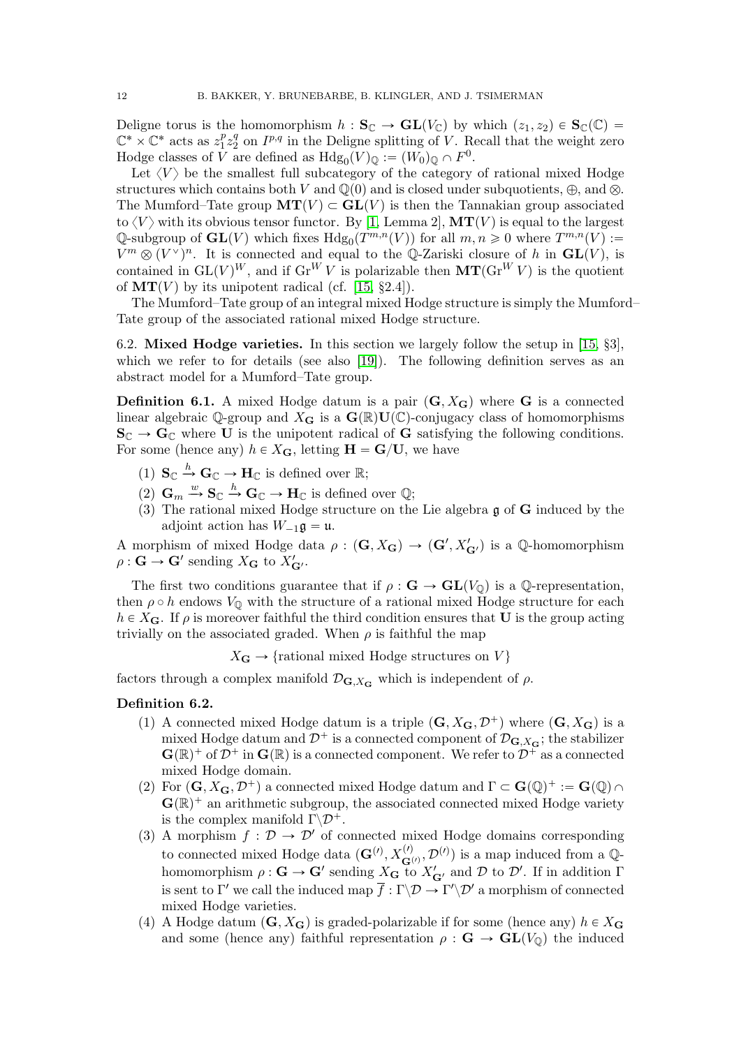Deligne torus is the homomorphism $h : \mathbf{S}_{\mathbb{C}} \to \mathbf{GL}(V_{\mathbb{C}})$ by which $(z_1, z_2) \in \mathbf{S}_{\mathbb{C}}(\mathbb{C}) = \mathbb{C}^* \times \mathbb{C}^*$ acts as $z_1^p z_2^q$ on $I^{p,q}$ in the Deligne splitting of $V$. Recall that the weight zero Hodge classes of $V$ are defined as $\mathrm{Hdg}_0(V)_{\mathbb{Q}} := (W_0)_{\mathbb{Q}} \cap F^0$.

Let $\langle V \rangle$ be the smallest full subcategory of the category of rational mixed Hodge structures which contains both $V$ and $\mathbb{Q}(0)$ and is closed under subquotients, $\oplus$, and $\otimes$. The Mumford–Tate group $\mathbf{MT}(V) \subset \mathbf{GL}(V)$ is then the Tannakian group associated to $\langle V \rangle$ with its obvious tensor functor. By [1, Lemma 2], $\mathbf{MT}(V)$ is equal to the largest $\mathbb{Q}$-subgroup of $\mathbf{GL}(V)$ which fixes $\mathrm{Hdg}_0(T^{m,n}(V))$ for all $m, n \geqslant 0$ where $T^{m,n}(V) := V^m \otimes (V^\vee)^n$. It is connected and equal to the $\mathbb{Q}$-Zariski closure of $h$ in $\mathbf{GL}(V)$, is contained in $\mathrm{GL}(V)^W$, and if $\mathrm{Gr}^W V$ is polarizable then $\mathbf{MT}(\mathrm{Gr}^W V)$ is the quotient of $\mathbf{MT}(V)$ by its unipotent radical (cf. [15, §2.4]).

The Mumford–Tate group of an integral mixed Hodge structure is simply the Mumford–Tate group of the associated rational mixed Hodge structure.

## 6.2. Mixed Hodge varieties.

In this section we largely follow the setup in [15, §3], which we refer to for details (see also [19]). The following definition serves as an abstract model for a Mumford–Tate group.

**Definition 6.1.** A mixed Hodge datum is a pair $(\mathbf{G}, X_{\mathbf{G}})$ where $\mathbf{G}$ is a connected linear algebraic $\mathbb{Q}$-group and $X_{\mathbf{G}}$ is a $\mathbf{G}(\mathbb{R})\mathbf{U}(\mathbb{C})$-conjugacy class of homomorphisms $\mathbf{S}_{\mathbb{C}} \to \mathbf{G}_{\mathbb{C}}$ where $\mathbf{U}$ is the unipotent radical of $\mathbf{G}$ satisfying the following conditions. For some (hence any) $h \in X_{\mathbf{G}}$, letting $\mathbf{H} = \mathbf{G}/\mathbf{U}$, we have

1. $\mathbf{S}_{\mathbb{C}} \xrightarrow{h} \mathbf{G}_{\mathbb{C}} \to \mathbf{H}_{\mathbb{C}}$ is defined over $\mathbb{R}$;
2. $\mathbf{G}_m \xrightarrow{w} \mathbf{S}_{\mathbb{C}} \xrightarrow{h} \mathbf{G}_{\mathbb{C}} \to \mathbf{H}_{\mathbb{C}}$ is defined over $\mathbb{Q}$;
3. The rational mixed Hodge structure on the Lie algebra $\mathfrak{g}$ of $\mathbf{G}$ induced by the adjoint action has $W_{-1}\mathfrak{g} = \mathfrak{u}$.

A morphism of mixed Hodge data $\rho : (\mathbf{G}, X_{\mathbf{G}}) \to (\mathbf{G}', X'_{\mathbf{G}'})$ is a $\mathbb{Q}$-homomorphism $\rho : \mathbf{G} \to \mathbf{G}'$ sending $X_{\mathbf{G}}$ to $X'_{\mathbf{G}'}$.

The first two conditions guarantee that if $\rho : \mathbf{G} \to \mathbf{GL}(V_{\mathbb{Q}})$ is a $\mathbb{Q}$-representation, then $\rho \circ h$ endows $V_{\mathbb{Q}}$ with the structure of a rational mixed Hodge structure for each $h \in X_{\mathbf{G}}$. If $\rho$ is moreover faithful the third condition ensures that $\mathbf{U}$ is the group acting trivially on the associated graded. When $\rho$ is faithful the map

$$X_{\mathbf{G}} \to \{\text{rational mixed Hodge structures on } V\}$$

factors through a complex manifold $\mathcal{D}_{\mathbf{G}, X_{\mathbf{G}}}$ which is independent of $\rho$.

**Definition 6.2.**

1. A connected mixed Hodge datum is a triple $(\mathbf{G}, X_{\mathbf{G}}, \mathcal{D}^+)$ where $(\mathbf{G}, X_{\mathbf{G}})$ is a mixed Hodge datum and $\mathcal{D}^+$ is a connected component of $\mathcal{D}_{\mathbf{G}, X_{\mathbf{G}}}$; the stabilizer $\mathbf{G}(\mathbb{R})^+$ of $\mathcal{D}^+$ in $\mathbf{G}(\mathbb{R})$ is a connected component. We refer to $\mathcal{D}^+$ as a connected mixed Hodge domain.
2. For $(\mathbf{G}, X_{\mathbf{G}}, \mathcal{D}^+)$ a connected mixed Hodge datum and $\Gamma \subset \mathbf{G}(\mathbb{Q})^+ := \mathbf{G}(\mathbb{Q}) \cap \mathbf{G}(\mathbb{R})^+$ an arithmetic subgroup, the associated connected mixed Hodge variety is the complex manifold $\Gamma\backslash\mathcal{D}^+$.
3. A morphism $f : \mathcal{D} \to \mathcal{D}'$ of connected mixed Hodge domains corresponding to connected mixed Hodge data $(\mathbf{G}^{(\prime)}, X^{(\prime)}_{\mathbf{G}^{(\prime)}}, \mathcal{D}^{(\prime)})$ is a map induced from a $\mathbb{Q}$-homomorphism $\rho : \mathbf{G} \to \mathbf{G}'$ sending $X_{\mathbf{G}}$ to $X'_{\mathbf{G}'}$ and $\mathcal{D}$ to $\mathcal{D}'$. If in addition $\Gamma$ is sent to $\Gamma'$ we call the induced map $\overline{f} : \Gamma\backslash\mathcal{D} \to \Gamma'\backslash\mathcal{D}'$ a morphism of connected mixed Hodge varieties.
4. A Hodge datum $(\mathbf{G}, X_{\mathbf{G}})$ is graded-polarizable if for some (hence any) $h \in X_{\mathbf{G}}$ and some (hence any) faithful representation $\rho : \mathbf{G} \to \mathbf{GL}(V_{\mathbb{Q}})$ the induced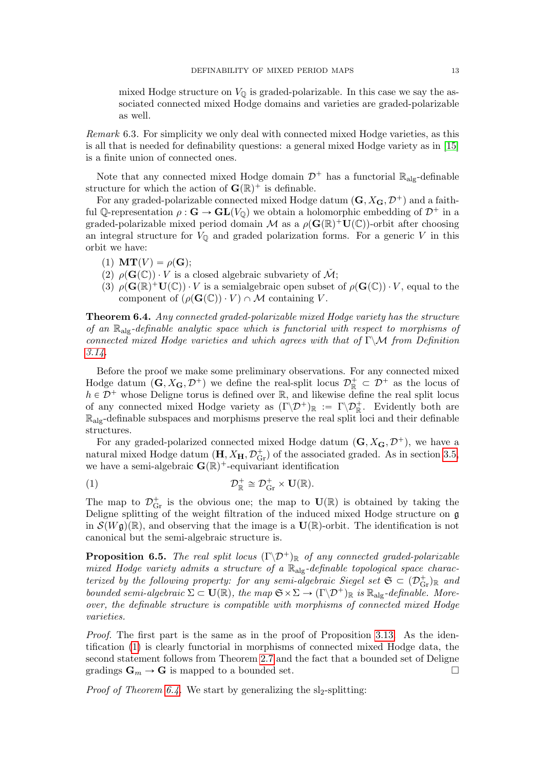mixed Hodge structure on $V_{\mathbb{Q}}$ is graded-polarizable. In this case we say the associated connected mixed Hodge domains and varieties are graded-polarizable as well.

*Remark* 6.3. For simplicity we only deal with connected mixed Hodge varieties, as this is all that is needed for definability questions: a general mixed Hodge variety as in [15] is a finite union of connected ones.

Note that any connected mixed Hodge domain $\mathcal{D}^+$ has a functorial $\mathbb{R}_{\mathrm{alg}}$-definable structure for which the action of $\mathbf{G}(\mathbb{R})^+$ is definable.

For any graded-polarizable connected mixed Hodge datum $(\mathbf{G}, X_{\mathbf{G}}, \mathcal{D}^+)$ and a faithful $\mathbb{Q}$-representation $\rho : \mathbf{G} \to \mathbf{GL}(V_{\mathbb{Q}})$ we obtain a holomorphic embedding of $\mathcal{D}^+$ in a graded-polarizable mixed period domain $\mathcal{M}$ as a $\rho(\mathbf{G}(\mathbb{R})^+\mathbf{U}(\mathbb{C}))$-orbit after choosing an integral structure for $V_{\mathbb{Q}}$ and graded polarization forms. For a generic $V$ in this orbit we have:

1. $\mathbf{MT}(V) = \rho(\mathbf{G})$;
2. $\rho(\mathbf{G}(\mathbb{C})) \cdot V$ is a closed algebraic subvariety of $\check{\mathcal{M}}$;
3. $\rho(\mathbf{G}(\mathbb{R})^+\mathbf{U}(\mathbb{C})) \cdot V$ is a semialgebraic open subset of $\rho(\mathbf{G}(\mathbb{C})) \cdot V$, equal to the component of $(\rho(\mathbf{G}(\mathbb{C})) \cdot V) \cap \mathcal{M}$ containing $V$.

**Theorem 6.4.** *Any connected graded-polarizable mixed Hodge variety has the structure of an $\mathbb{R}_{\mathrm{alg}}$-definable analytic space which is functorial with respect to morphisms of connected mixed Hodge varieties and which agrees with that of $\Gamma\backslash\mathcal{M}$ from Definition 3.14.*

Before the proof we make some preliminary observations. For any connected mixed Hodge datum $(\mathbf{G}, X_{\mathbf{G}}, \mathcal{D}^+)$ we define the real-split locus $\mathcal{D}^+_{\mathbb{R}} \subset \mathcal{D}^+$ as the locus of $h \in \mathcal{D}^+$ whose Deligne torus is defined over $\mathbb{R}$, and likewise define the real split locus of any connected mixed Hodge variety as $(\Gamma\backslash\mathcal{D}^+)_{\mathbb{R}} := \Gamma\backslash\mathcal{D}^+_{\mathbb{R}}$. Evidently both are $\mathbb{R}_{\mathrm{alg}}$-definable subspaces and morphisms preserve the real split loci and their definable structures.

For any graded-polarized connected mixed Hodge datum $(\mathbf{G}, X_{\mathbf{G}}, \mathcal{D}^+)$, we have a natural mixed Hodge datum $(\mathbf{H}, X_{\mathbf{H}}, \mathcal{D}^+_{\mathrm{Gr}})$ of the associated graded. As in section 3.5, we have a semi-algebraic $\mathbf{G}(\mathbb{R})^+$-equivariant identification

$$\mathcal{D}^+_{\mathbb{R}} \cong \mathcal{D}^+_{\mathrm{Gr}} \times \mathbf{U}(\mathbb{R}). \tag{1}$$

The map to $\mathcal{D}^+_{\mathrm{Gr}}$ is the obvious one; the map to $\mathbf{U}(\mathbb{R})$ is obtained by taking the Deligne splitting of the weight filtration of the induced mixed Hodge structure on $\mathfrak{g}$ in $\mathcal{S}(W\mathfrak{g})(\mathbb{R})$, and observing that the image is a $\mathbf{U}(\mathbb{R})$-orbit. The identification is not canonical but the semi-algebraic structure is.

**Proposition 6.5.** *The real split locus $(\Gamma\backslash\mathcal{D}^+)_{\mathbb{R}}$ of any connected graded-polarizable mixed Hodge variety admits a structure of a $\mathbb{R}_{\mathrm{alg}}$-definable topological space characterized by the following property: for any semi-algebraic Siegel set $\mathfrak{S} \subset (\mathcal{D}^+_{\mathrm{Gr}})_{\mathbb{R}}$ and bounded semi-algebraic $\Sigma \subset \mathbf{U}(\mathbb{R})$, the map $\mathfrak{S} \times \Sigma \to (\Gamma\backslash\mathcal{D}^+)_{\mathbb{R}}$ is $\mathbb{R}_{\mathrm{alg}}$-definable. Moreover, the definable structure is compatible with morphisms of connected mixed Hodge varieties.*

*Proof.* The first part is the same as in the proof of Proposition 3.13. As the identification (1) is clearly functorial in morphisms of connected mixed Hodge data, the second statement follows from Theorem 2.7 and the fact that a bounded set of Deligne gradings $\mathbf{G}_m \to \mathbf{G}$ is mapped to a bounded set. $\square$

*Proof of Theorem 6.4.* We start by generalizing the $\mathrm{sl}_2$-splitting: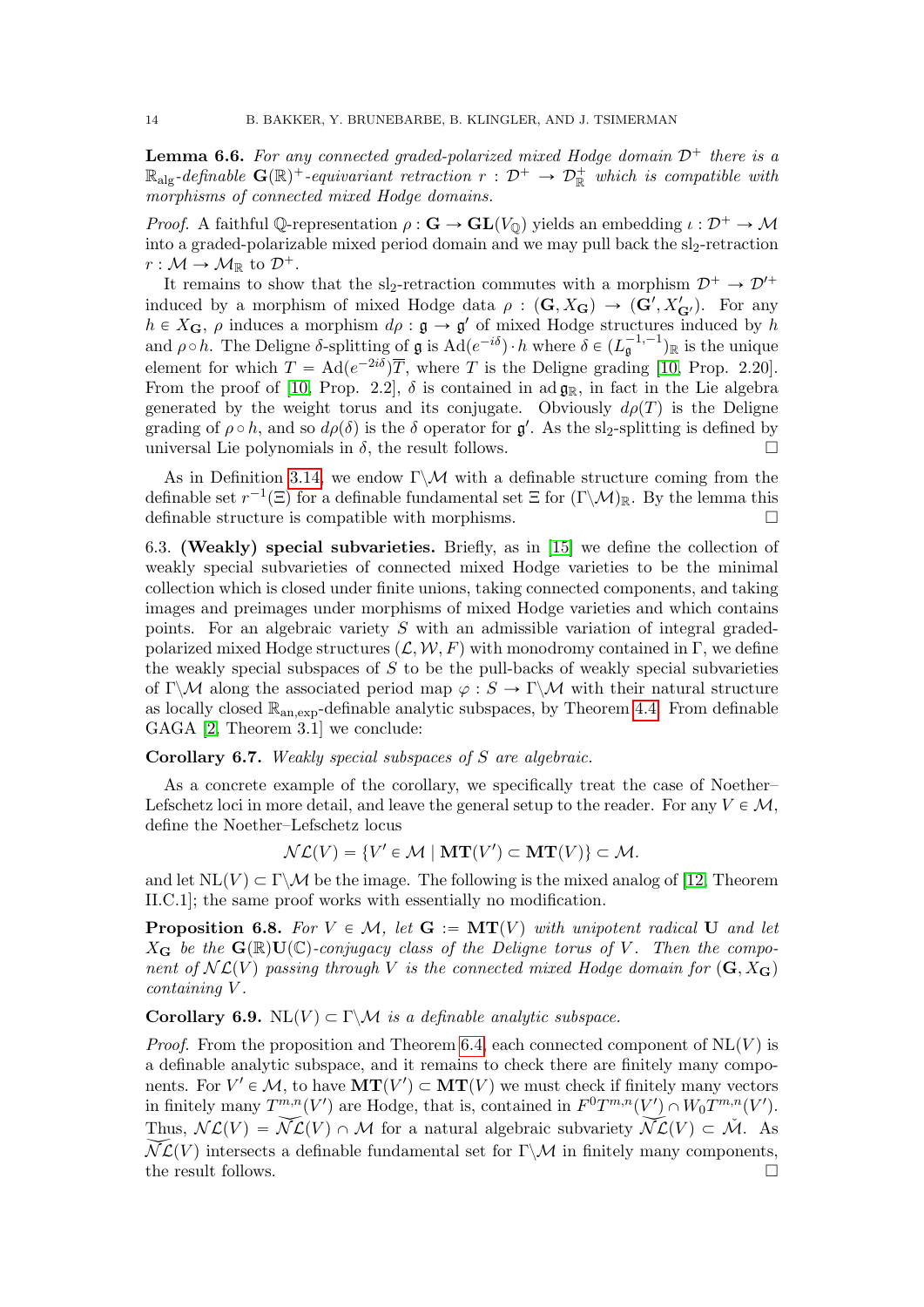**Lemma 6.6.** *For any connected graded-polarized mixed Hodge domain $\mathcal{D}^+$ there is a $\mathbb{R}_{\mathrm{alg}}$-definable $\mathbf{G}(\mathbb{R})^+$-equivariant retraction $r : \mathcal{D}^+ \to \mathcal{D}^+_{\mathbb{R}}$ which is compatible with morphisms of connected mixed Hodge domains.*

*Proof.* A faithful $\mathbb{Q}$-representation $\rho : \mathbf{G} \to \mathbf{GL}(V_{\mathbb{Q}})$ yields an embedding $\iota : \mathcal{D}^+ \to \mathcal{M}$ into a graded-polarizable mixed period domain and we may pull back the $\mathrm{sl}_2$-retraction $r : \mathcal{M} \to \mathcal{M}_{\mathbb{R}}$ to $\mathcal{D}^+$.

It remains to show that the $\mathrm{sl}_2$-retraction commutes with a morphism $\mathcal{D}^+ \to \mathcal{D}'^+$ induced by a morphism of mixed Hodge data $\rho : (\mathbf{G}, X_{\mathbf{G}}) \to (\mathbf{G}', X'_{\mathbf{G}'})$. For any $h \in X_{\mathbf{G}}$, $\rho$ induces a morphism $d\rho : \mathfrak{g} \to \mathfrak{g}'$ of mixed Hodge structures induced by $h$ and $\rho \circ h$. The Deligne $\delta$-splitting of $\mathfrak{g}$ is $\mathrm{Ad}(e^{-i\delta}) \cdot h$ where $\delta \in (L^{-1,-1}_{\mathfrak{g}})_{\mathbb{R}}$ is the unique element for which $T = \mathrm{Ad}(e^{-2i\delta})\overline{T}$, where $T$ is the Deligne grading [10, Prop. 2.20]. From the proof of [10, Prop. 2.2], $\delta$ is contained in $\mathrm{ad}\,\mathfrak{g}_{\mathbb{R}}$, in fact in the Lie algebra generated by the weight torus and its conjugate. Obviously $d\rho(T)$ is the Deligne grading of $\rho \circ h$, and so $d\rho(\delta)$ is the $\delta$ operator for $\mathfrak{g}'$. As the $\mathrm{sl}_2$-splitting is defined by universal Lie polynomials in $\delta$, the result follows. $\square$

As in Definition 3.14, we endow $\Gamma\backslash\mathcal{M}$ with a definable structure coming from the definable set $r^{-1}(\Xi)$ for a definable fundamental set $\Xi$ for $(\Gamma\backslash\mathcal{M})_{\mathbb{R}}$. By the lemma this definable structure is compatible with morphisms. $\square$

6.3. **(Weakly) special subvarieties.** Briefly, as in [15] we define the collection of weakly special subvarieties of connected mixed Hodge varieties to be the minimal collection which is closed under finite unions, taking connected components, and taking images and preimages under morphisms of mixed Hodge varieties and which contains points. For an algebraic variety $S$ with an admissible variation of integral graded-polarized mixed Hodge structures $(\mathcal{L}, \mathcal{W}, F)$ with monodromy contained in $\Gamma$, we define the weakly special subspaces of $S$ to be the pull-backs of weakly special subvarieties of $\Gamma\backslash\mathcal{M}$ along the associated period map $\varphi : S \to \Gamma\backslash\mathcal{M}$ with their natural structure as locally closed $\mathbb{R}_{\mathrm{an,exp}}$-definable analytic subspaces, by Theorem 4.4. From definable GAGA [2, Theorem 3.1] we conclude:

**Corollary 6.7.** *Weakly special subspaces of $S$ are algebraic.*

As a concrete example of the corollary, we specifically treat the case of Noether–Lefschetz loci in more detail, and leave the general setup to the reader. For any $V \in \mathcal{M}$, define the Noether–Lefschetz locus

$$\mathcal{NL}(V) = \{V' \in \mathcal{M} \mid \mathbf{MT}(V') \subset \mathbf{MT}(V)\} \subset \mathcal{M}.$$

and let $\mathrm{NL}(V) \subset \Gamma\backslash\mathcal{M}$ be the image. The following is the mixed analog of [12, Theorem II.C.1]; the same proof works with essentially no modification.

**Proposition 6.8.** *For $V \in \mathcal{M}$, let $\mathbf{G} := \mathbf{MT}(V)$ with unipotent radical $\mathbf{U}$ and let $X_{\mathbf{G}}$ be the $\mathbf{G}(\mathbb{R})\mathbf{U}(\mathbb{C})$-conjugacy class of the Deligne torus of $V$. Then the component of $\mathcal{NL}(V)$ passing through $V$ is the connected mixed Hodge domain for $(\mathbf{G}, X_{\mathbf{G}})$ containing $V$.*

**Corollary 6.9.** *$\mathrm{NL}(V) \subset \Gamma\backslash\mathcal{M}$ is a definable analytic subspace.*

*Proof.* From the proposition and Theorem 6.4, each connected component of $\mathrm{NL}(V)$ is a definable analytic subspace, and it remains to check there are finitely many components. For $V' \in \mathcal{M}$, to have $\mathbf{MT}(V') \subset \mathbf{MT}(V)$ we must check if finitely many vectors in finitely many $T^{m,n}(V')$ are Hodge, that is, contained in $F^0T^{m,n}(V') \cap W_0T^{m,n}(V')$. Thus, $\mathcal{NL}(V) = \widetilde{\mathcal{NL}}(V) \cap \mathcal{M}$ for a natural algebraic subvariety $\widetilde{\mathcal{NL}}(V) \subset \check{\mathcal{M}}$. As $\widetilde{\mathcal{NL}}(V)$ intersects a definable fundamental set for $\Gamma\backslash\mathcal{M}$ in finitely many components, the result follows. $\square$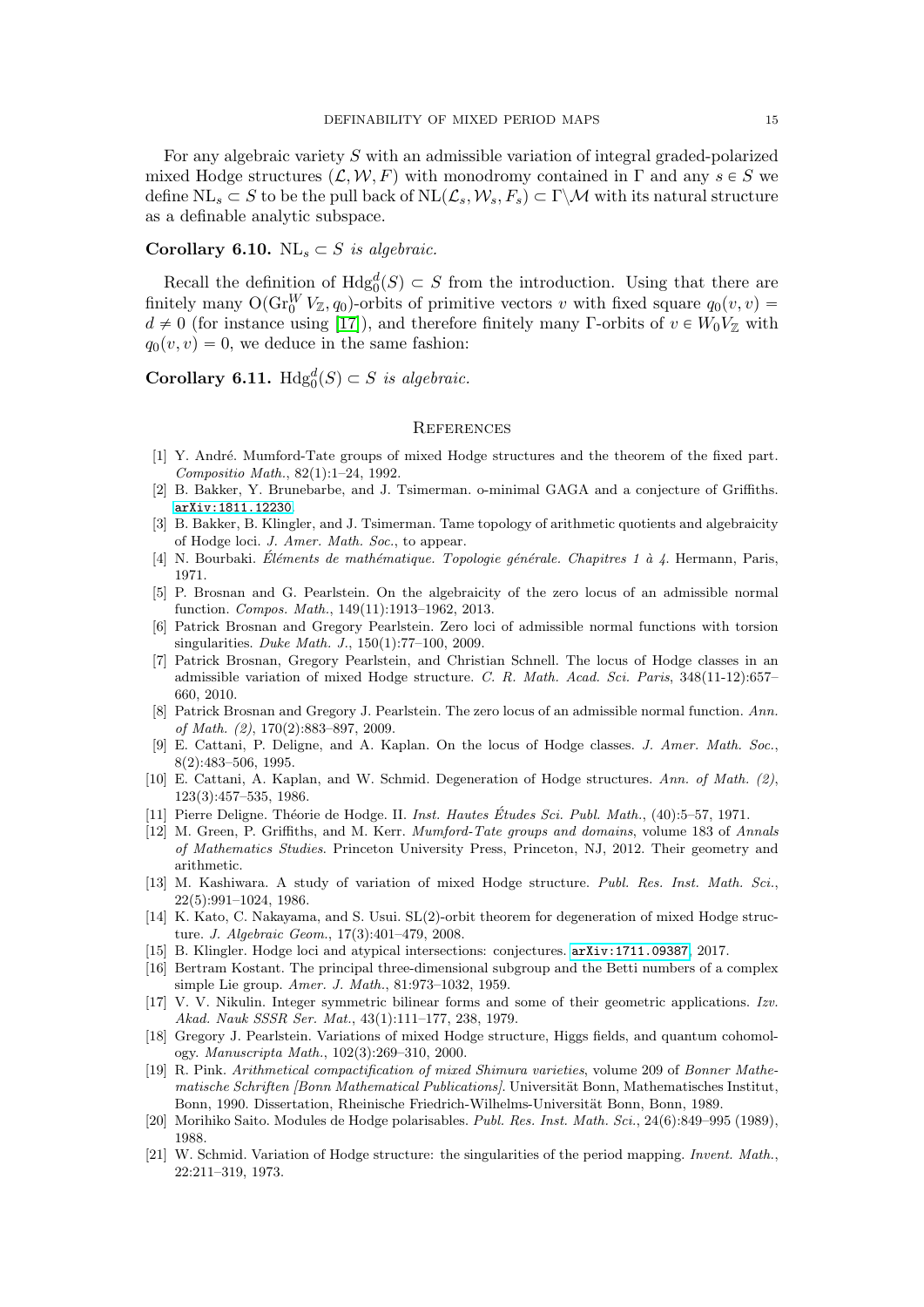For any algebraic variety $S$ with an admissible variation of integral graded-polarized mixed Hodge structures $(\mathcal{L}, \mathcal{W}, F)$ with monodromy contained in $\Gamma$ and any $s \in S$ we define $\mathrm{NL}_s \subset S$ to be the pull back of $\mathrm{NL}(\mathcal{L}_s, \mathcal{W}_s, F_s) \subset \Gamma\backslash\mathcal{M}$ with its natural structure as a definable analytic subspace.

**Corollary 6.10.** *$\mathrm{NL}_s \subset S$ is algebraic.*

Recall the definition of $\mathrm{Hdg}_0^d(S) \subset S$ from the introduction. Using that there are finitely many $\mathrm{O}(\mathrm{Gr}_0^W V_{\mathbb{Z}}, q_0)$-orbits of primitive vectors $v$ with fixed square $q_0(v, v) = d \neq 0$ (for instance using [17]), and therefore finitely many $\Gamma$-orbits of $v \in W_0 V_{\mathbb{Z}}$ with $q_0(v, v) = 0$, we deduce in the same fashion:

**Corollary 6.11.** *$\mathrm{Hdg}_0^d(S) \subset S$ is algebraic.*

## References

[1] Y. André. Mumford-Tate groups of mixed Hodge structures and the theorem of the fixed part. *Compositio Math.*, 82(1):1–24, 1992.

[2] B. Bakker, Y. Brunebarbe, and J. Tsimerman. o-minimal GAGA and a conjecture of Griffiths. arXiv:1811.12230.

[3] B. Bakker, B. Klingler, and J. Tsimerman. Tame topology of arithmetic quotients and algebraicity of Hodge loci. *J. Amer. Math. Soc.*, to appear.

[4] N. Bourbaki. *Éléments de mathématique. Topologie générale. Chapitres 1 à 4*. Hermann, Paris, 1971.

[5] P. Brosnan and G. Pearlstein. On the algebraicity of the zero locus of an admissible normal function. *Compos. Math.*, 149(11):1913–1962, 2013.

[6] Patrick Brosnan and Gregory Pearlstein. Zero loci of admissible normal functions with torsion singularities. *Duke Math. J.*, 150(1):77–100, 2009.

[7] Patrick Brosnan, Gregory Pearlstein, and Christian Schnell. The locus of Hodge classes in an admissible variation of mixed Hodge structure. *C. R. Math. Acad. Sci. Paris*, 348(11-12):657–660, 2010.

[8] Patrick Brosnan and Gregory J. Pearlstein. The zero locus of an admissible normal function. *Ann. of Math. (2)*, 170(2):883–897, 2009.

[9] E. Cattani, P. Deligne, and A. Kaplan. On the locus of Hodge classes. *J. Amer. Math. Soc.*, 8(2):483–506, 1995.

[10] E. Cattani, A. Kaplan, and W. Schmid. Degeneration of Hodge structures. *Ann. of Math. (2)*, 123(3):457–535, 1986.

[11] Pierre Deligne. Théorie de Hodge. II. *Inst. Hautes Études Sci. Publ. Math.*, (40):5–57, 1971.

[12] M. Green, P. Griffiths, and M. Kerr. *Mumford-Tate groups and domains*, volume 183 of *Annals of Mathematics Studies*. Princeton University Press, Princeton, NJ, 2012. Their geometry and arithmetic.

[13] M. Kashiwara. A study of variation of mixed Hodge structure. *Publ. Res. Inst. Math. Sci.*, 22(5):991–1024, 1986.

[14] K. Kato, C. Nakayama, and S. Usui. SL(2)-orbit theorem for degeneration of mixed Hodge structure. *J. Algebraic Geom.*, 17(3):401–479, 2008.

[15] B. Klingler. Hodge loci and atypical intersections: conjectures. arXiv:1711.09387, 2017.

[16] Bertram Kostant. The principal three-dimensional subgroup and the Betti numbers of a complex simple Lie group. *Amer. J. Math.*, 81:973–1032, 1959.

[17] V. V. Nikulin. Integer symmetric bilinear forms and some of their geometric applications. *Izv. Akad. Nauk SSSR Ser. Mat.*, 43(1):111–177, 238, 1979.

[18] Gregory J. Pearlstein. Variations of mixed Hodge structure, Higgs fields, and quantum cohomology. *Manuscripta Math.*, 102(3):269–310, 2000.

[19] R. Pink. *Arithmetical compactification of mixed Shimura varieties*, volume 209 of *Bonner Mathematische Schriften [Bonn Mathematical Publications]*. Universität Bonn, Mathematisches Institut, Bonn, 1990. Dissertation, Rheinische Friedrich-Wilhelms-Universität Bonn, Bonn, 1989.

[20] Morihiko Saito. Modules de Hodge polarisables. *Publ. Res. Inst. Math. Sci.*, 24(6):849–995 (1989), 1988.

[21] W. Schmid. Variation of Hodge structure: the singularities of the period mapping. *Invent. Math.*, 22:211–319, 1973.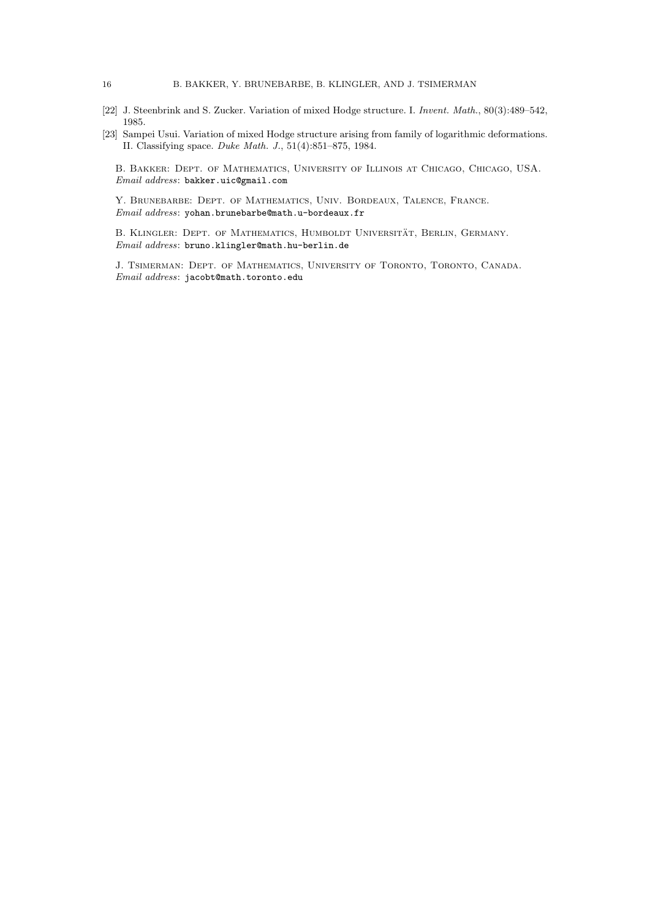[22] J. Steenbrink and S. Zucker. Variation of mixed Hodge structure. I. *Invent. Math.*, 80(3):489–542, 1985.

[23] Sampei Usui. Variation of mixed Hodge structure arising from family of logarithmic deformations. II. Classifying space. *Duke Math. J.*, 51(4):851–875, 1984.

B. Bakker: Dept. of Mathematics, University of Illinois at Chicago, Chicago, USA.
*Email address*: `bakker.uic@gmail.com`

Y. Brunebarbe: Dept. of Mathematics, Univ. Bordeaux, Talence, France.
*Email address*: `yohan.brunebarbe@math.u-bordeaux.fr`

B. Klingler: Dept. of Mathematics, Humboldt Universität, Berlin, Germany.
*Email address*: `bruno.klingler@math.hu-berlin.de`

J. Tsimerman: Dept. of Mathematics, University of Toronto, Toronto, Canada.
*Email address*: `jacobt@math.toronto.edu`